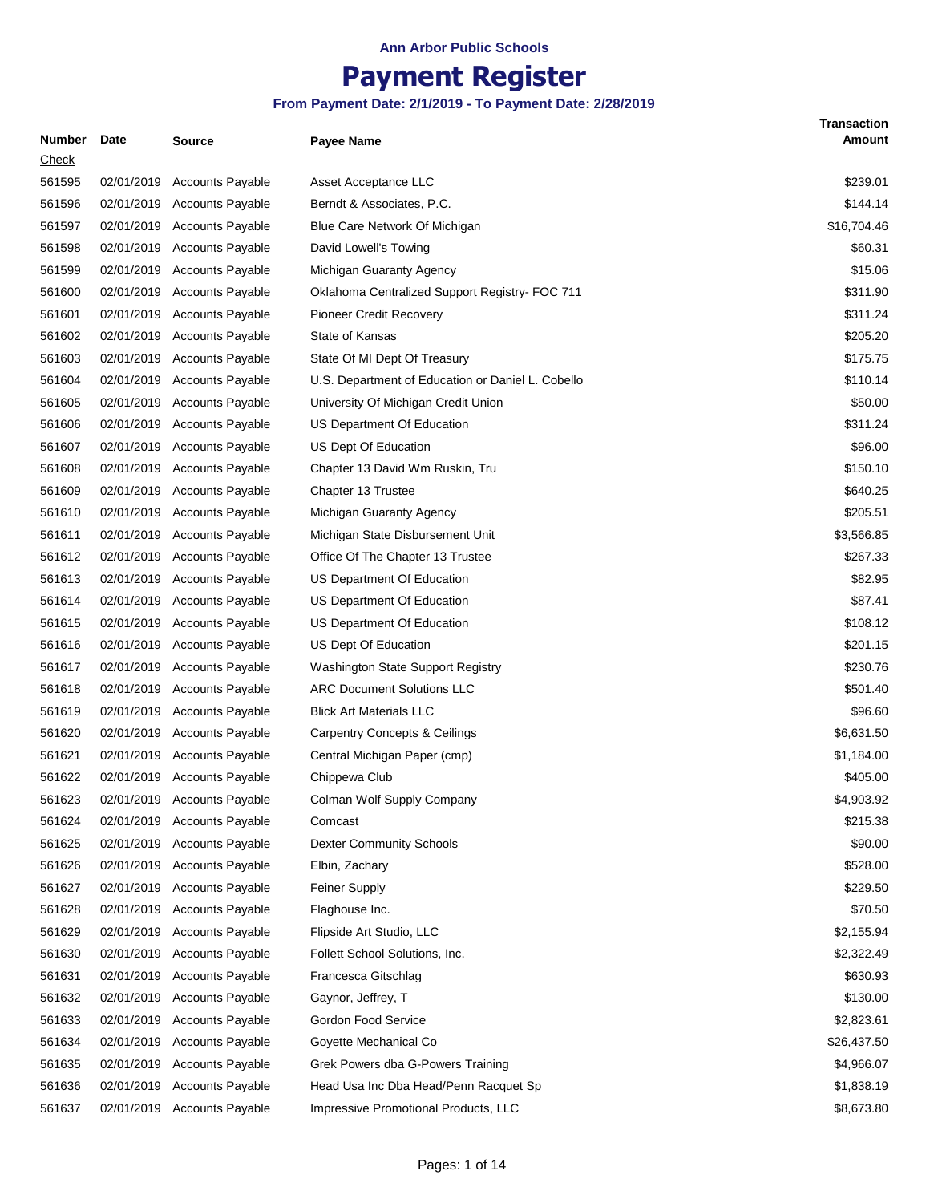Ann Arbor Public Schools

# Payment Register

**From Payment Date: 2/1/2019 - To Payment Date: 2/28/2019**

| Number | Date | Source | Payee Name | Transaction Amount |
|---|---|---|---|---|
| Check | | | | |
| 561595 | 02/01/2019 | Accounts Payable | Asset Acceptance LLC | $239.01 |
| 561596 | 02/01/2019 | Accounts Payable | Berndt & Associates, P.C. | $144.14 |
| 561597 | 02/01/2019 | Accounts Payable | Blue Care Network Of Michigan | $16,704.46 |
| 561598 | 02/01/2019 | Accounts Payable | David Lowell's Towing | $60.31 |
| 561599 | 02/01/2019 | Accounts Payable | Michigan Guaranty Agency | $15.06 |
| 561600 | 02/01/2019 | Accounts Payable | Oklahoma Centralized Support Registry- FOC 711 | $311.90 |
| 561601 | 02/01/2019 | Accounts Payable | Pioneer Credit Recovery | $311.24 |
| 561602 | 02/01/2019 | Accounts Payable | State of Kansas | $205.20 |
| 561603 | 02/01/2019 | Accounts Payable | State Of MI Dept Of Treasury | $175.75 |
| 561604 | 02/01/2019 | Accounts Payable | U.S. Department of Education or Daniel L. Cobello | $110.14 |
| 561605 | 02/01/2019 | Accounts Payable | University Of Michigan Credit Union | $50.00 |
| 561606 | 02/01/2019 | Accounts Payable | US Department Of Education | $311.24 |
| 561607 | 02/01/2019 | Accounts Payable | US Dept Of Education | $96.00 |
| 561608 | 02/01/2019 | Accounts Payable | Chapter 13 David Wm Ruskin, Tru | $150.10 |
| 561609 | 02/01/2019 | Accounts Payable | Chapter 13 Trustee | $640.25 |
| 561610 | 02/01/2019 | Accounts Payable | Michigan Guaranty Agency | $205.51 |
| 561611 | 02/01/2019 | Accounts Payable | Michigan State Disbursement Unit | $3,566.85 |
| 561612 | 02/01/2019 | Accounts Payable | Office Of The Chapter 13 Trustee | $267.33 |
| 561613 | 02/01/2019 | Accounts Payable | US Department Of Education | $82.95 |
| 561614 | 02/01/2019 | Accounts Payable | US Department Of Education | $87.41 |
| 561615 | 02/01/2019 | Accounts Payable | US Department Of Education | $108.12 |
| 561616 | 02/01/2019 | Accounts Payable | US Dept Of Education | $201.15 |
| 561617 | 02/01/2019 | Accounts Payable | Washington State Support Registry | $230.76 |
| 561618 | 02/01/2019 | Accounts Payable | ARC Document Solutions LLC | $501.40 |
| 561619 | 02/01/2019 | Accounts Payable | Blick Art Materials LLC | $96.60 |
| 561620 | 02/01/2019 | Accounts Payable | Carpentry Concepts & Ceilings | $6,631.50 |
| 561621 | 02/01/2019 | Accounts Payable | Central Michigan Paper (cmp) | $1,184.00 |
| 561622 | 02/01/2019 | Accounts Payable | Chippewa Club | $405.00 |
| 561623 | 02/01/2019 | Accounts Payable | Colman Wolf Supply Company | $4,903.92 |
| 561624 | 02/01/2019 | Accounts Payable | Comcast | $215.38 |
| 561625 | 02/01/2019 | Accounts Payable | Dexter Community Schools | $90.00 |
| 561626 | 02/01/2019 | Accounts Payable | Elbin, Zachary | $528.00 |
| 561627 | 02/01/2019 | Accounts Payable | Feiner Supply | $229.50 |
| 561628 | 02/01/2019 | Accounts Payable | Flaghouse Inc. | $70.50 |
| 561629 | 02/01/2019 | Accounts Payable | Flipside Art Studio, LLC | $2,155.94 |
| 561630 | 02/01/2019 | Accounts Payable | Follett School Solutions, Inc. | $2,322.49 |
| 561631 | 02/01/2019 | Accounts Payable | Francesca Gitschlag | $630.93 |
| 561632 | 02/01/2019 | Accounts Payable | Gaynor, Jeffrey, T | $130.00 |
| 561633 | 02/01/2019 | Accounts Payable | Gordon Food Service | $2,823.61 |
| 561634 | 02/01/2019 | Accounts Payable | Goyette Mechanical Co | $26,437.50 |
| 561635 | 02/01/2019 | Accounts Payable | Grek Powers dba G-Powers Training | $4,966.07 |
| 561636 | 02/01/2019 | Accounts Payable | Head Usa Inc Dba Head/Penn Racquet Sp | $1,838.19 |
| 561637 | 02/01/2019 | Accounts Payable | Impressive Promotional Products, LLC | $8,673.80 |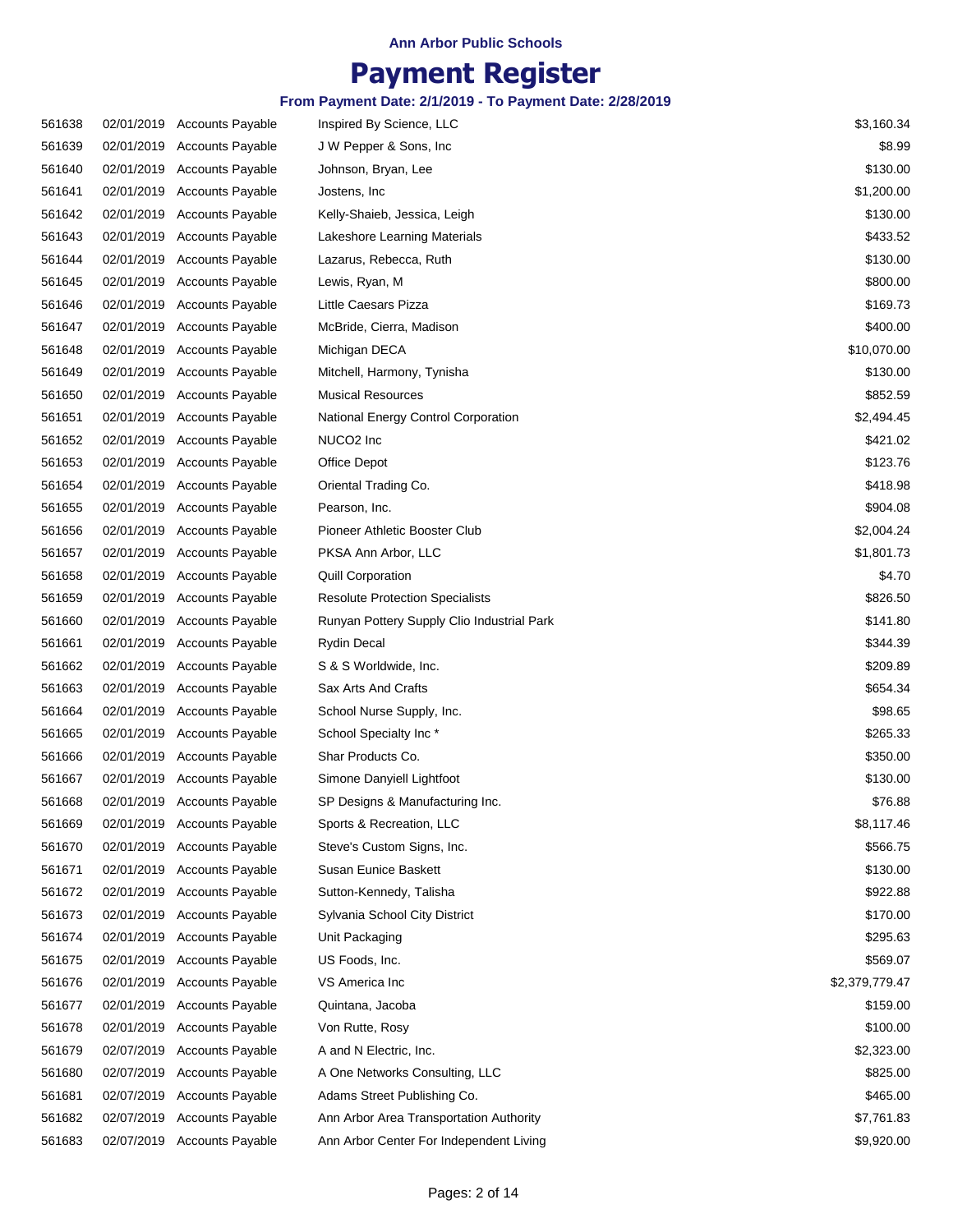Ann Arbor Public Schools

# Payment Register

**From Payment Date: 2/1/2019 - To Payment Date: 2/28/2019**

| | | | | |
|---|---|---|---|---|
| 561638 | 02/01/2019 | Accounts Payable | Inspired By Science, LLC | $3,160.34 |
| 561639 | 02/01/2019 | Accounts Payable | J W Pepper & Sons, Inc | $8.99 |
| 561640 | 02/01/2019 | Accounts Payable | Johnson, Bryan, Lee | $130.00 |
| 561641 | 02/01/2019 | Accounts Payable | Jostens, Inc | $1,200.00 |
| 561642 | 02/01/2019 | Accounts Payable | Kelly-Shaieb, Jessica, Leigh | $130.00 |
| 561643 | 02/01/2019 | Accounts Payable | Lakeshore Learning Materials | $433.52 |
| 561644 | 02/01/2019 | Accounts Payable | Lazarus, Rebecca, Ruth | $130.00 |
| 561645 | 02/01/2019 | Accounts Payable | Lewis, Ryan, M | $800.00 |
| 561646 | 02/01/2019 | Accounts Payable | Little Caesars Pizza | $169.73 |
| 561647 | 02/01/2019 | Accounts Payable | McBride, Cierra, Madison | $400.00 |
| 561648 | 02/01/2019 | Accounts Payable | Michigan DECA | $10,070.00 |
| 561649 | 02/01/2019 | Accounts Payable | Mitchell, Harmony, Tynisha | $130.00 |
| 561650 | 02/01/2019 | Accounts Payable | Musical Resources | $852.59 |
| 561651 | 02/01/2019 | Accounts Payable | National Energy Control Corporation | $2,494.45 |
| 561652 | 02/01/2019 | Accounts Payable | NUCO2 Inc | $421.02 |
| 561653 | 02/01/2019 | Accounts Payable | Office Depot | $123.76 |
| 561654 | 02/01/2019 | Accounts Payable | Oriental Trading Co. | $418.98 |
| 561655 | 02/01/2019 | Accounts Payable | Pearson, Inc. | $904.08 |
| 561656 | 02/01/2019 | Accounts Payable | Pioneer Athletic Booster Club | $2,004.24 |
| 561657 | 02/01/2019 | Accounts Payable | PKSA Ann Arbor, LLC | $1,801.73 |
| 561658 | 02/01/2019 | Accounts Payable | Quill Corporation | $4.70 |
| 561659 | 02/01/2019 | Accounts Payable | Resolute Protection Specialists | $826.50 |
| 561660 | 02/01/2019 | Accounts Payable | Runyan Pottery Supply Clio Industrial Park | $141.80 |
| 561661 | 02/01/2019 | Accounts Payable | Rydin Decal | $344.39 |
| 561662 | 02/01/2019 | Accounts Payable | S & S Worldwide, Inc. | $209.89 |
| 561663 | 02/01/2019 | Accounts Payable | Sax Arts And Crafts | $654.34 |
| 561664 | 02/01/2019 | Accounts Payable | School Nurse Supply, Inc. | $98.65 |
| 561665 | 02/01/2019 | Accounts Payable | School Specialty Inc * | $265.33 |
| 561666 | 02/01/2019 | Accounts Payable | Shar Products Co. | $350.00 |
| 561667 | 02/01/2019 | Accounts Payable | Simone Danyiell Lightfoot | $130.00 |
| 561668 | 02/01/2019 | Accounts Payable | SP Designs & Manufacturing Inc. | $76.88 |
| 561669 | 02/01/2019 | Accounts Payable | Sports & Recreation, LLC | $8,117.46 |
| 561670 | 02/01/2019 | Accounts Payable | Steve's Custom Signs, Inc. | $566.75 |
| 561671 | 02/01/2019 | Accounts Payable | Susan Eunice Baskett | $130.00 |
| 561672 | 02/01/2019 | Accounts Payable | Sutton-Kennedy, Talisha | $922.88 |
| 561673 | 02/01/2019 | Accounts Payable | Sylvania School City District | $170.00 |
| 561674 | 02/01/2019 | Accounts Payable | Unit Packaging | $295.63 |
| 561675 | 02/01/2019 | Accounts Payable | US Foods, Inc. | $569.07 |
| 561676 | 02/01/2019 | Accounts Payable | VS America Inc | $2,379,779.47 |
| 561677 | 02/01/2019 | Accounts Payable | Quintana, Jacoba | $159.00 |
| 561678 | 02/01/2019 | Accounts Payable | Von Rutte, Rosy | $100.00 |
| 561679 | 02/07/2019 | Accounts Payable | A and N Electric, Inc. | $2,323.00 |
| 561680 | 02/07/2019 | Accounts Payable | A One Networks Consulting, LLC | $825.00 |
| 561681 | 02/07/2019 | Accounts Payable | Adams Street Publishing Co. | $465.00 |
| 561682 | 02/07/2019 | Accounts Payable | Ann Arbor Area Transportation Authority | $7,761.83 |
| 561683 | 02/07/2019 | Accounts Payable | Ann Arbor Center For Independent Living | $9,920.00 |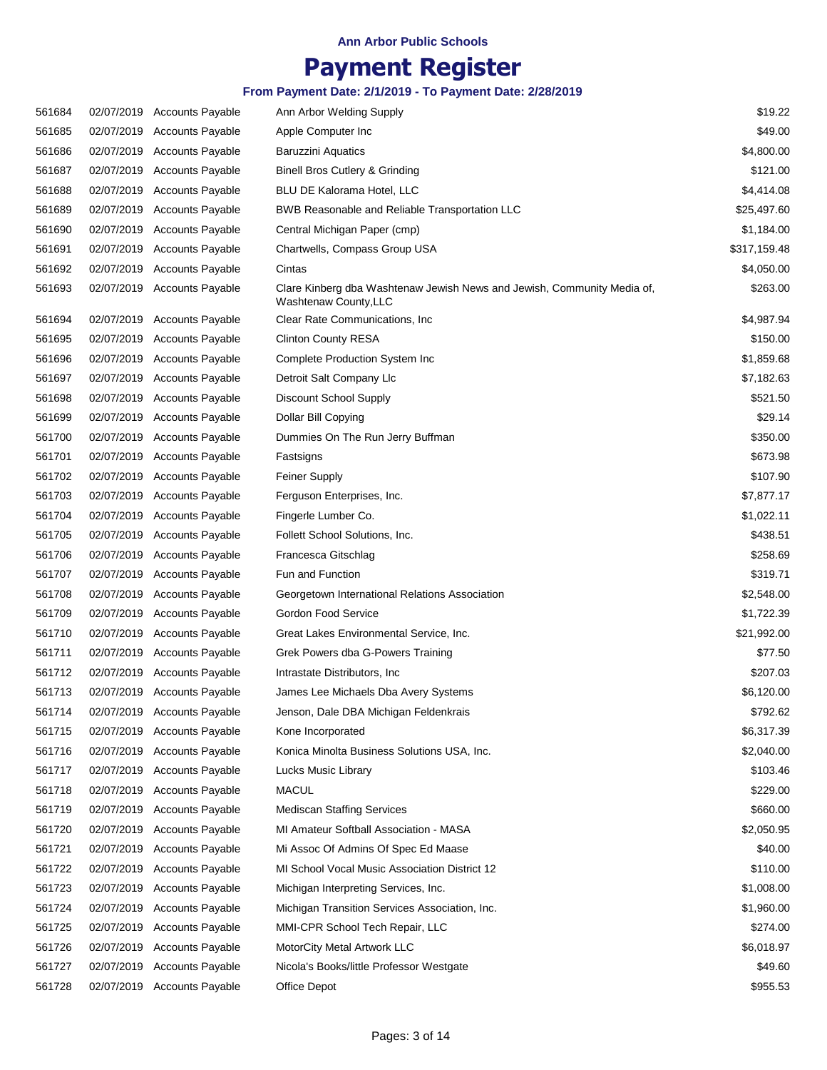**Ann Arbor Public Schools**

# Payment Register

**From Payment Date: 2/1/2019 - To Payment Date: 2/28/2019**

| | | | | |
|---|---|---|---|---|
| 561684 | 02/07/2019 | Accounts Payable | Ann Arbor Welding Supply | $19.22 |
| 561685 | 02/07/2019 | Accounts Payable | Apple Computer Inc | $49.00 |
| 561686 | 02/07/2019 | Accounts Payable | Baruzzini Aquatics | $4,800.00 |
| 561687 | 02/07/2019 | Accounts Payable | Binell Bros Cutlery & Grinding | $121.00 |
| 561688 | 02/07/2019 | Accounts Payable | BLU DE Kalorama Hotel, LLC | $4,414.08 |
| 561689 | 02/07/2019 | Accounts Payable | BWB Reasonable and Reliable Transportation LLC | $25,497.60 |
| 561690 | 02/07/2019 | Accounts Payable | Central Michigan Paper (cmp) | $1,184.00 |
| 561691 | 02/07/2019 | Accounts Payable | Chartwells, Compass Group USA | $317,159.48 |
| 561692 | 02/07/2019 | Accounts Payable | Cintas | $4,050.00 |
| 561693 | 02/07/2019 | Accounts Payable | Clare Kinberg dba Washtenaw Jewish News and Jewish, Community Media of, Washtenaw County,LLC | $263.00 |
| 561694 | 02/07/2019 | Accounts Payable | Clear Rate Communications, Inc | $4,987.94 |
| 561695 | 02/07/2019 | Accounts Payable | Clinton County RESA | $150.00 |
| 561696 | 02/07/2019 | Accounts Payable | Complete Production System Inc | $1,859.68 |
| 561697 | 02/07/2019 | Accounts Payable | Detroit Salt Company Llc | $7,182.63 |
| 561698 | 02/07/2019 | Accounts Payable | Discount School Supply | $521.50 |
| 561699 | 02/07/2019 | Accounts Payable | Dollar Bill Copying | $29.14 |
| 561700 | 02/07/2019 | Accounts Payable | Dummies On The Run Jerry Buffman | $350.00 |
| 561701 | 02/07/2019 | Accounts Payable | Fastsigns | $673.98 |
| 561702 | 02/07/2019 | Accounts Payable | Feiner Supply | $107.90 |
| 561703 | 02/07/2019 | Accounts Payable | Ferguson Enterprises, Inc. | $7,877.17 |
| 561704 | 02/07/2019 | Accounts Payable | Fingerle Lumber Co. | $1,022.11 |
| 561705 | 02/07/2019 | Accounts Payable | Follett School Solutions, Inc. | $438.51 |
| 561706 | 02/07/2019 | Accounts Payable | Francesca Gitschlag | $258.69 |
| 561707 | 02/07/2019 | Accounts Payable | Fun and Function | $319.71 |
| 561708 | 02/07/2019 | Accounts Payable | Georgetown International Relations Association | $2,548.00 |
| 561709 | 02/07/2019 | Accounts Payable | Gordon Food Service | $1,722.39 |
| 561710 | 02/07/2019 | Accounts Payable | Great Lakes Environmental Service, Inc. | $21,992.00 |
| 561711 | 02/07/2019 | Accounts Payable | Grek Powers dba G-Powers Training | $77.50 |
| 561712 | 02/07/2019 | Accounts Payable | Intrastate Distributors, Inc | $207.03 |
| 561713 | 02/07/2019 | Accounts Payable | James Lee Michaels Dba Avery Systems | $6,120.00 |
| 561714 | 02/07/2019 | Accounts Payable | Jenson, Dale DBA Michigan Feldenkrais | $792.62 |
| 561715 | 02/07/2019 | Accounts Payable | Kone Incorporated | $6,317.39 |
| 561716 | 02/07/2019 | Accounts Payable | Konica Minolta Business Solutions USA, Inc. | $2,040.00 |
| 561717 | 02/07/2019 | Accounts Payable | Lucks Music Library | $103.46 |
| 561718 | 02/07/2019 | Accounts Payable | MACUL | $229.00 |
| 561719 | 02/07/2019 | Accounts Payable | Mediscan Staffing Services | $660.00 |
| 561720 | 02/07/2019 | Accounts Payable | MI Amateur Softball Association - MASA | $2,050.95 |
| 561721 | 02/07/2019 | Accounts Payable | Mi Assoc Of Admins Of Spec Ed Maase | $40.00 |
| 561722 | 02/07/2019 | Accounts Payable | MI School Vocal Music Association District 12 | $110.00 |
| 561723 | 02/07/2019 | Accounts Payable | Michigan Interpreting Services, Inc. | $1,008.00 |
| 561724 | 02/07/2019 | Accounts Payable | Michigan Transition Services Association, Inc. | $1,960.00 |
| 561725 | 02/07/2019 | Accounts Payable | MMI-CPR School Tech Repair, LLC | $274.00 |
| 561726 | 02/07/2019 | Accounts Payable | MotorCity Metal Artwork LLC | $6,018.97 |
| 561727 | 02/07/2019 | Accounts Payable | Nicola's Books/little Professor Westgate | $49.60 |
| 561728 | 02/07/2019 | Accounts Payable | Office Depot | $955.53 |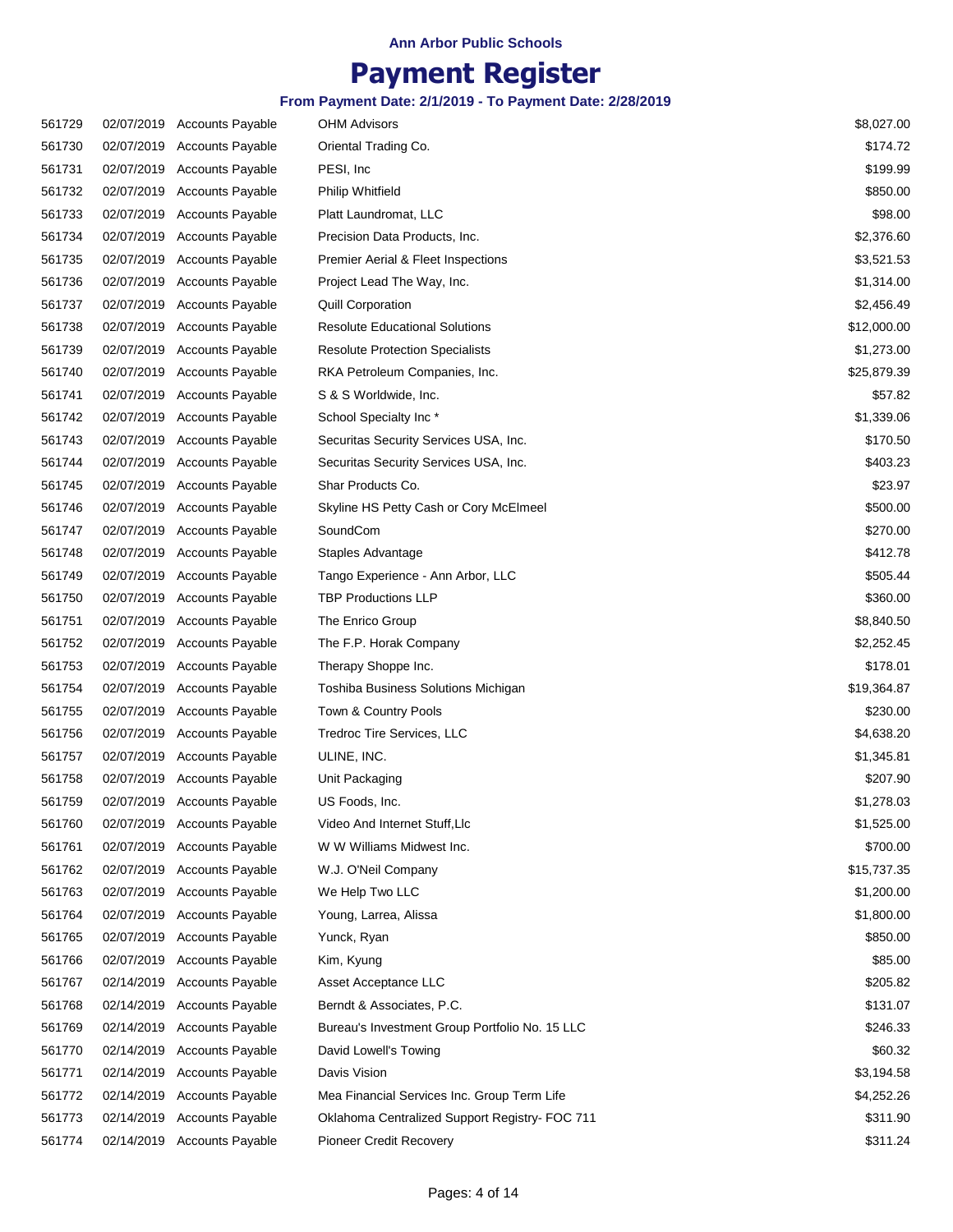**Ann Arbor Public Schools**

# Payment Register

**From Payment Date: 2/1/2019 - To Payment Date: 2/28/2019**

| | | | | |
|---|---|---|---|---|
| 561729 | 02/07/2019 | Accounts Payable | OHM Advisors | $8,027.00 |
| 561730 | 02/07/2019 | Accounts Payable | Oriental Trading Co. | $174.72 |
| 561731 | 02/07/2019 | Accounts Payable | PESI, Inc | $199.99 |
| 561732 | 02/07/2019 | Accounts Payable | Philip Whitfield | $850.00 |
| 561733 | 02/07/2019 | Accounts Payable | Platt Laundromat, LLC | $98.00 |
| 561734 | 02/07/2019 | Accounts Payable | Precision Data Products, Inc. | $2,376.60 |
| 561735 | 02/07/2019 | Accounts Payable | Premier Aerial & Fleet Inspections | $3,521.53 |
| 561736 | 02/07/2019 | Accounts Payable | Project Lead The Way, Inc. | $1,314.00 |
| 561737 | 02/07/2019 | Accounts Payable | Quill Corporation | $2,456.49 |
| 561738 | 02/07/2019 | Accounts Payable | Resolute Educational Solutions | $12,000.00 |
| 561739 | 02/07/2019 | Accounts Payable | Resolute Protection Specialists | $1,273.00 |
| 561740 | 02/07/2019 | Accounts Payable | RKA Petroleum Companies, Inc. | $25,879.39 |
| 561741 | 02/07/2019 | Accounts Payable | S & S Worldwide, Inc. | $57.82 |
| 561742 | 02/07/2019 | Accounts Payable | School Specialty Inc * | $1,339.06 |
| 561743 | 02/07/2019 | Accounts Payable | Securitas Security Services USA, Inc. | $170.50 |
| 561744 | 02/07/2019 | Accounts Payable | Securitas Security Services USA, Inc. | $403.23 |
| 561745 | 02/07/2019 | Accounts Payable | Shar Products Co. | $23.97 |
| 561746 | 02/07/2019 | Accounts Payable | Skyline HS Petty Cash or Cory McElmeel | $500.00 |
| 561747 | 02/07/2019 | Accounts Payable | SoundCom | $270.00 |
| 561748 | 02/07/2019 | Accounts Payable | Staples Advantage | $412.78 |
| 561749 | 02/07/2019 | Accounts Payable | Tango Experience - Ann Arbor, LLC | $505.44 |
| 561750 | 02/07/2019 | Accounts Payable | TBP Productions LLP | $360.00 |
| 561751 | 02/07/2019 | Accounts Payable | The Enrico Group | $8,840.50 |
| 561752 | 02/07/2019 | Accounts Payable | The F.P. Horak Company | $2,252.45 |
| 561753 | 02/07/2019 | Accounts Payable | Therapy Shoppe Inc. | $178.01 |
| 561754 | 02/07/2019 | Accounts Payable | Toshiba Business Solutions Michigan | $19,364.87 |
| 561755 | 02/07/2019 | Accounts Payable | Town & Country Pools | $230.00 |
| 561756 | 02/07/2019 | Accounts Payable | Tredroc Tire Services, LLC | $4,638.20 |
| 561757 | 02/07/2019 | Accounts Payable | ULINE, INC. | $1,345.81 |
| 561758 | 02/07/2019 | Accounts Payable | Unit Packaging | $207.90 |
| 561759 | 02/07/2019 | Accounts Payable | US Foods, Inc. | $1,278.03 |
| 561760 | 02/07/2019 | Accounts Payable | Video And Internet Stuff,Llc | $1,525.00 |
| 561761 | 02/07/2019 | Accounts Payable | W W Williams Midwest Inc. | $700.00 |
| 561762 | 02/07/2019 | Accounts Payable | W.J. O'Neil Company | $15,737.35 |
| 561763 | 02/07/2019 | Accounts Payable | We Help Two LLC | $1,200.00 |
| 561764 | 02/07/2019 | Accounts Payable | Young, Larrea, Alissa | $1,800.00 |
| 561765 | 02/07/2019 | Accounts Payable | Yunck, Ryan | $850.00 |
| 561766 | 02/07/2019 | Accounts Payable | Kim, Kyung | $85.00 |
| 561767 | 02/14/2019 | Accounts Payable | Asset Acceptance LLC | $205.82 |
| 561768 | 02/14/2019 | Accounts Payable | Berndt & Associates, P.C. | $131.07 |
| 561769 | 02/14/2019 | Accounts Payable | Bureau's Investment Group Portfolio No. 15 LLC | $246.33 |
| 561770 | 02/14/2019 | Accounts Payable | David Lowell's Towing | $60.32 |
| 561771 | 02/14/2019 | Accounts Payable | Davis Vision | $3,194.58 |
| 561772 | 02/14/2019 | Accounts Payable | Mea Financial Services Inc. Group Term Life | $4,252.26 |
| 561773 | 02/14/2019 | Accounts Payable | Oklahoma Centralized Support Registry- FOC 711 | $311.90 |
| 561774 | 02/14/2019 | Accounts Payable | Pioneer Credit Recovery | $311.24 |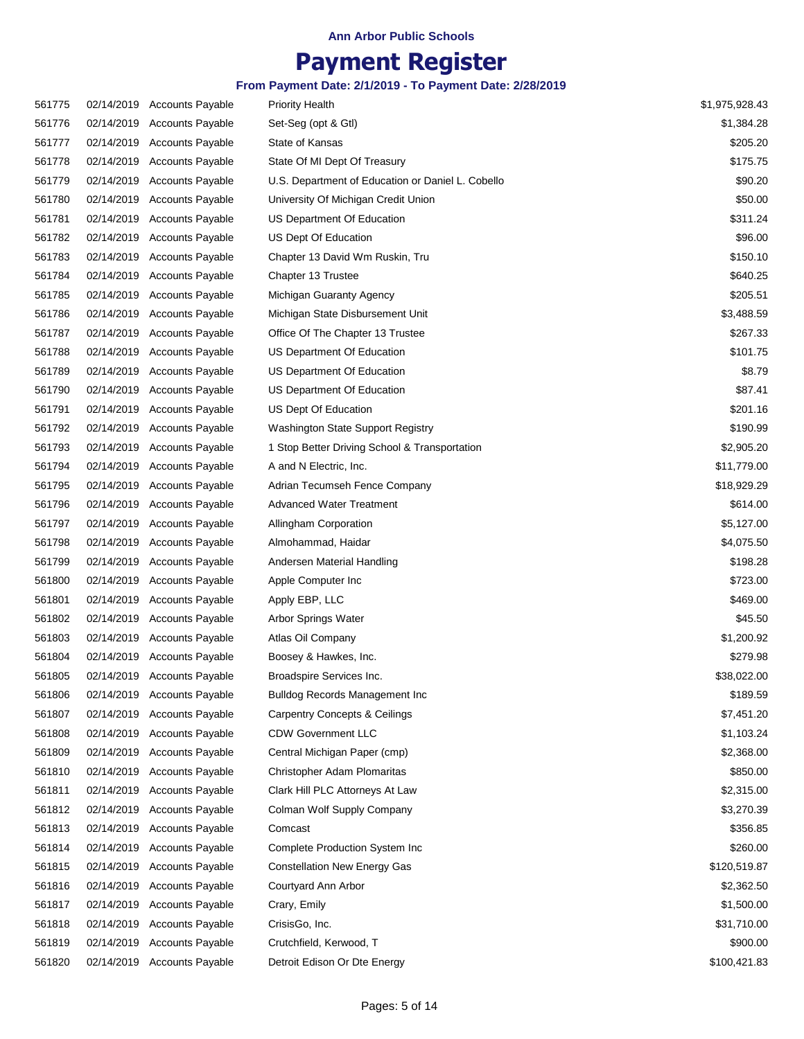Ann Arbor Public Schools

# Payment Register

**From Payment Date: 2/1/2019 - To Payment Date: 2/28/2019**

| | | | | |
|---|---|---|---|---|
| 561775 | 02/14/2019 | Accounts Payable | Priority Health | $1,975,928.43 |
| 561776 | 02/14/2019 | Accounts Payable | Set-Seg (opt & Gtl) | $1,384.28 |
| 561777 | 02/14/2019 | Accounts Payable | State of Kansas | $205.20 |
| 561778 | 02/14/2019 | Accounts Payable | State Of MI Dept Of Treasury | $175.75 |
| 561779 | 02/14/2019 | Accounts Payable | U.S. Department of Education or Daniel L. Cobello | $90.20 |
| 561780 | 02/14/2019 | Accounts Payable | University Of Michigan Credit Union | $50.00 |
| 561781 | 02/14/2019 | Accounts Payable | US Department Of Education | $311.24 |
| 561782 | 02/14/2019 | Accounts Payable | US Dept Of Education | $96.00 |
| 561783 | 02/14/2019 | Accounts Payable | Chapter 13 David Wm Ruskin, Tru | $150.10 |
| 561784 | 02/14/2019 | Accounts Payable | Chapter 13 Trustee | $640.25 |
| 561785 | 02/14/2019 | Accounts Payable | Michigan Guaranty Agency | $205.51 |
| 561786 | 02/14/2019 | Accounts Payable | Michigan State Disbursement Unit | $3,488.59 |
| 561787 | 02/14/2019 | Accounts Payable | Office Of The Chapter 13 Trustee | $267.33 |
| 561788 | 02/14/2019 | Accounts Payable | US Department Of Education | $101.75 |
| 561789 | 02/14/2019 | Accounts Payable | US Department Of Education | $8.79 |
| 561790 | 02/14/2019 | Accounts Payable | US Department Of Education | $87.41 |
| 561791 | 02/14/2019 | Accounts Payable | US Dept Of Education | $201.16 |
| 561792 | 02/14/2019 | Accounts Payable | Washington State Support Registry | $190.99 |
| 561793 | 02/14/2019 | Accounts Payable | 1 Stop Better Driving School & Transportation | $2,905.20 |
| 561794 | 02/14/2019 | Accounts Payable | A and N Electric, Inc. | $11,779.00 |
| 561795 | 02/14/2019 | Accounts Payable | Adrian Tecumseh Fence Company | $18,929.29 |
| 561796 | 02/14/2019 | Accounts Payable | Advanced Water Treatment | $614.00 |
| 561797 | 02/14/2019 | Accounts Payable | Allingham Corporation | $5,127.00 |
| 561798 | 02/14/2019 | Accounts Payable | Almohammad, Haidar | $4,075.50 |
| 561799 | 02/14/2019 | Accounts Payable | Andersen Material Handling | $198.28 |
| 561800 | 02/14/2019 | Accounts Payable | Apple Computer Inc | $723.00 |
| 561801 | 02/14/2019 | Accounts Payable | Apply EBP, LLC | $469.00 |
| 561802 | 02/14/2019 | Accounts Payable | Arbor Springs Water | $45.50 |
| 561803 | 02/14/2019 | Accounts Payable | Atlas Oil Company | $1,200.92 |
| 561804 | 02/14/2019 | Accounts Payable | Boosey & Hawkes, Inc. | $279.98 |
| 561805 | 02/14/2019 | Accounts Payable | Broadspire Services Inc. | $38,022.00 |
| 561806 | 02/14/2019 | Accounts Payable | Bulldog Records Management Inc | $189.59 |
| 561807 | 02/14/2019 | Accounts Payable | Carpentry Concepts & Ceilings | $7,451.20 |
| 561808 | 02/14/2019 | Accounts Payable | CDW Government LLC | $1,103.24 |
| 561809 | 02/14/2019 | Accounts Payable | Central Michigan Paper (cmp) | $2,368.00 |
| 561810 | 02/14/2019 | Accounts Payable | Christopher Adam Plomaritas | $850.00 |
| 561811 | 02/14/2019 | Accounts Payable | Clark Hill PLC Attorneys At Law | $2,315.00 |
| 561812 | 02/14/2019 | Accounts Payable | Colman Wolf Supply Company | $3,270.39 |
| 561813 | 02/14/2019 | Accounts Payable | Comcast | $356.85 |
| 561814 | 02/14/2019 | Accounts Payable | Complete Production System Inc | $260.00 |
| 561815 | 02/14/2019 | Accounts Payable | Constellation New Energy Gas | $120,519.87 |
| 561816 | 02/14/2019 | Accounts Payable | Courtyard Ann Arbor | $2,362.50 |
| 561817 | 02/14/2019 | Accounts Payable | Crary, Emily | $1,500.00 |
| 561818 | 02/14/2019 | Accounts Payable | CrisisGo, Inc. | $31,710.00 |
| 561819 | 02/14/2019 | Accounts Payable | Crutchfield, Kerwood, T | $900.00 |
| 561820 | 02/14/2019 | Accounts Payable | Detroit Edison Or Dte Energy | $100,421.83 |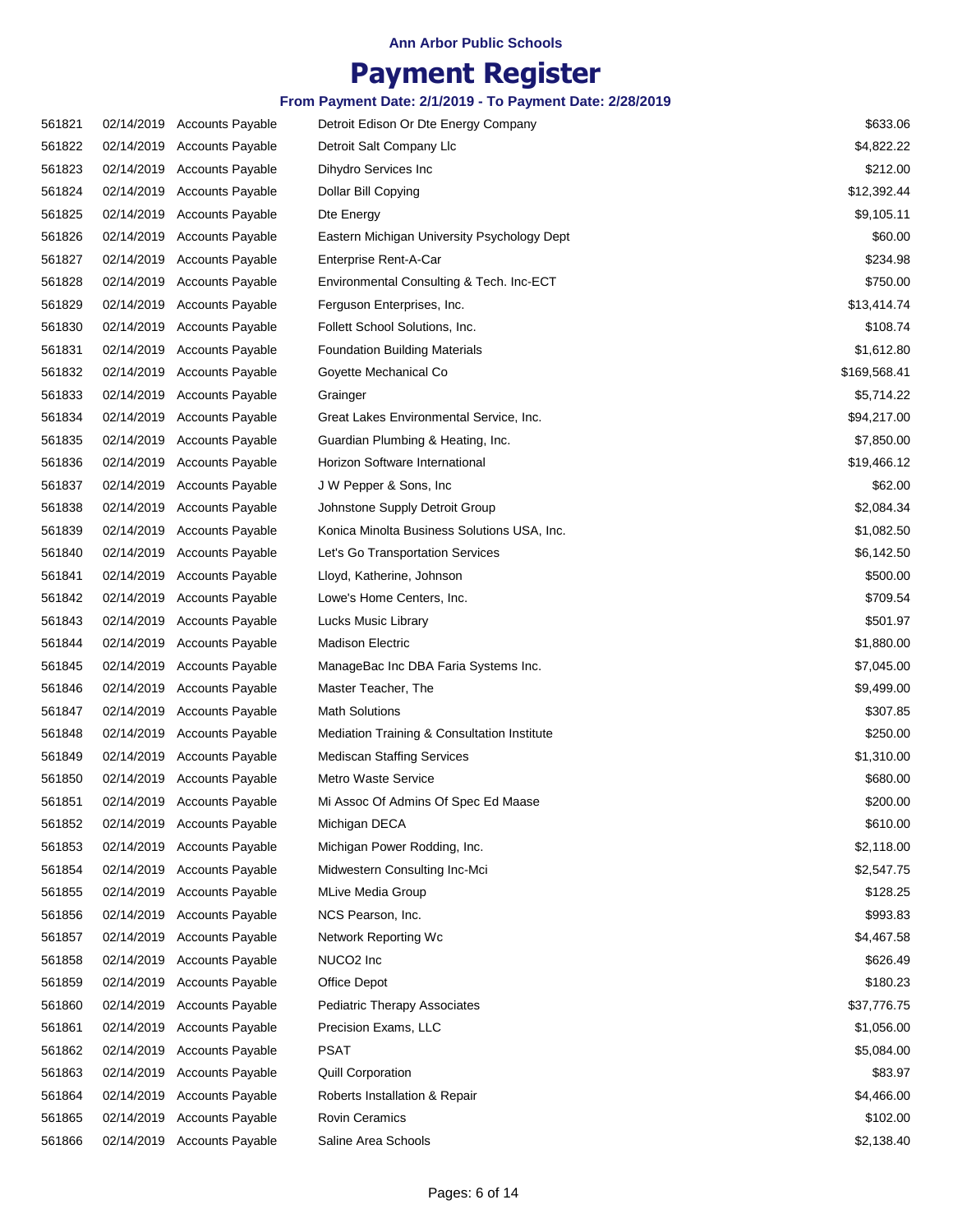Ann Arbor Public Schools

# Payment Register

### From Payment Date: 2/1/2019 - To Payment Date: 2/28/2019

| | | | | |
|---|---|---|---|---|
| 561821 | 02/14/2019 | Accounts Payable | Detroit Edison Or Dte Energy Company | $633.06 |
| 561822 | 02/14/2019 | Accounts Payable | Detroit Salt Company Llc | $4,822.22 |
| 561823 | 02/14/2019 | Accounts Payable | Dihydro Services Inc | $212.00 |
| 561824 | 02/14/2019 | Accounts Payable | Dollar Bill Copying | $12,392.44 |
| 561825 | 02/14/2019 | Accounts Payable | Dte Energy | $9,105.11 |
| 561826 | 02/14/2019 | Accounts Payable | Eastern Michigan University Psychology Dept | $60.00 |
| 561827 | 02/14/2019 | Accounts Payable | Enterprise Rent-A-Car | $234.98 |
| 561828 | 02/14/2019 | Accounts Payable | Environmental Consulting & Tech. Inc-ECT | $750.00 |
| 561829 | 02/14/2019 | Accounts Payable | Ferguson Enterprises, Inc. | $13,414.74 |
| 561830 | 02/14/2019 | Accounts Payable | Follett School Solutions, Inc. | $108.74 |
| 561831 | 02/14/2019 | Accounts Payable | Foundation Building Materials | $1,612.80 |
| 561832 | 02/14/2019 | Accounts Payable | Goyette Mechanical Co | $169,568.41 |
| 561833 | 02/14/2019 | Accounts Payable | Grainger | $5,714.22 |
| 561834 | 02/14/2019 | Accounts Payable | Great Lakes Environmental Service, Inc. | $94,217.00 |
| 561835 | 02/14/2019 | Accounts Payable | Guardian Plumbing & Heating, Inc. | $7,850.00 |
| 561836 | 02/14/2019 | Accounts Payable | Horizon Software International | $19,466.12 |
| 561837 | 02/14/2019 | Accounts Payable | J W Pepper & Sons, Inc | $62.00 |
| 561838 | 02/14/2019 | Accounts Payable | Johnstone Supply Detroit Group | $2,084.34 |
| 561839 | 02/14/2019 | Accounts Payable | Konica Minolta Business Solutions USA, Inc. | $1,082.50 |
| 561840 | 02/14/2019 | Accounts Payable | Let's Go Transportation Services | $6,142.50 |
| 561841 | 02/14/2019 | Accounts Payable | Lloyd, Katherine, Johnson | $500.00 |
| 561842 | 02/14/2019 | Accounts Payable | Lowe's Home Centers, Inc. | $709.54 |
| 561843 | 02/14/2019 | Accounts Payable | Lucks Music Library | $501.97 |
| 561844 | 02/14/2019 | Accounts Payable | Madison Electric | $1,880.00 |
| 561845 | 02/14/2019 | Accounts Payable | ManageBac Inc DBA Faria Systems Inc. | $7,045.00 |
| 561846 | 02/14/2019 | Accounts Payable | Master Teacher, The | $9,499.00 |
| 561847 | 02/14/2019 | Accounts Payable | Math Solutions | $307.85 |
| 561848 | 02/14/2019 | Accounts Payable | Mediation Training & Consultation Institute | $250.00 |
| 561849 | 02/14/2019 | Accounts Payable | Mediscan Staffing Services | $1,310.00 |
| 561850 | 02/14/2019 | Accounts Payable | Metro Waste Service | $680.00 |
| 561851 | 02/14/2019 | Accounts Payable | Mi Assoc Of Admins Of Spec Ed Maase | $200.00 |
| 561852 | 02/14/2019 | Accounts Payable | Michigan DECA | $610.00 |
| 561853 | 02/14/2019 | Accounts Payable | Michigan Power Rodding, Inc. | $2,118.00 |
| 561854 | 02/14/2019 | Accounts Payable | Midwestern Consulting Inc-Mci | $2,547.75 |
| 561855 | 02/14/2019 | Accounts Payable | MLive Media Group | $128.25 |
| 561856 | 02/14/2019 | Accounts Payable | NCS Pearson, Inc. | $993.83 |
| 561857 | 02/14/2019 | Accounts Payable | Network Reporting Wc | $4,467.58 |
| 561858 | 02/14/2019 | Accounts Payable | NUCO2 Inc | $626.49 |
| 561859 | 02/14/2019 | Accounts Payable | Office Depot | $180.23 |
| 561860 | 02/14/2019 | Accounts Payable | Pediatric Therapy Associates | $37,776.75 |
| 561861 | 02/14/2019 | Accounts Payable | Precision Exams, LLC | $1,056.00 |
| 561862 | 02/14/2019 | Accounts Payable | PSAT | $5,084.00 |
| 561863 | 02/14/2019 | Accounts Payable | Quill Corporation | $83.97 |
| 561864 | 02/14/2019 | Accounts Payable | Roberts Installation & Repair | $4,466.00 |
| 561865 | 02/14/2019 | Accounts Payable | Rovin Ceramics | $102.00 |
| 561866 | 02/14/2019 | Accounts Payable | Saline Area Schools | $2,138.40 |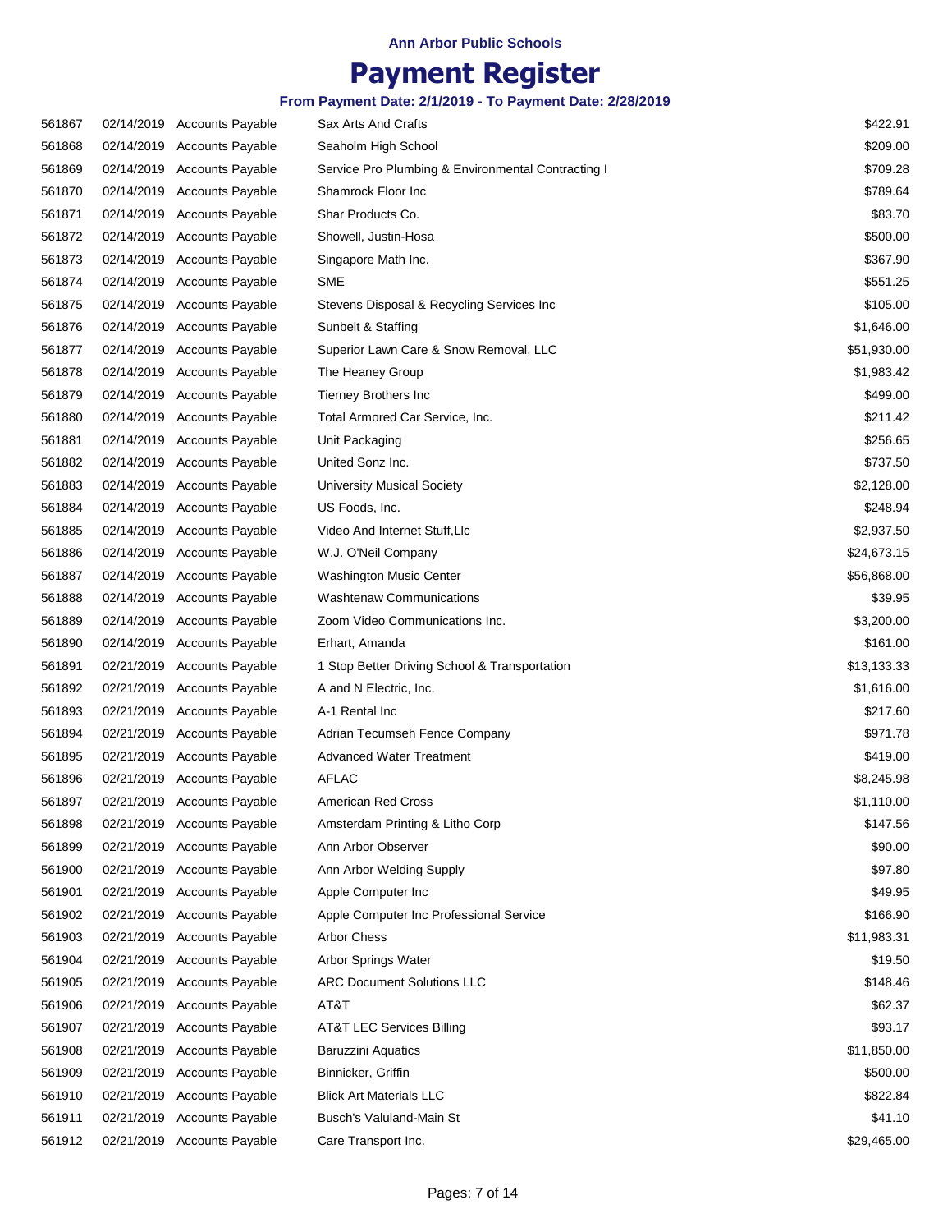Ann Arbor Public Schools

# Payment Register

### From Payment Date: 2/1/2019 - To Payment Date: 2/28/2019

| | | | | |
|---|---|---|---|---|
| 561867 | 02/14/2019 | Accounts Payable | Sax Arts And Crafts | $422.91 |
| 561868 | 02/14/2019 | Accounts Payable | Seaholm High School | $209.00 |
| 561869 | 02/14/2019 | Accounts Payable | Service Pro Plumbing & Environmental Contracting I | $709.28 |
| 561870 | 02/14/2019 | Accounts Payable | Shamrock Floor Inc | $789.64 |
| 561871 | 02/14/2019 | Accounts Payable | Shar Products Co. | $83.70 |
| 561872 | 02/14/2019 | Accounts Payable | Showell, Justin-Hosa | $500.00 |
| 561873 | 02/14/2019 | Accounts Payable | Singapore Math Inc. | $367.90 |
| 561874 | 02/14/2019 | Accounts Payable | SME | $551.25 |
| 561875 | 02/14/2019 | Accounts Payable | Stevens Disposal & Recycling Services Inc | $105.00 |
| 561876 | 02/14/2019 | Accounts Payable | Sunbelt & Staffing | $1,646.00 |
| 561877 | 02/14/2019 | Accounts Payable | Superior Lawn Care & Snow Removal, LLC | $51,930.00 |
| 561878 | 02/14/2019 | Accounts Payable | The Heaney Group | $1,983.42 |
| 561879 | 02/14/2019 | Accounts Payable | Tierney Brothers Inc | $499.00 |
| 561880 | 02/14/2019 | Accounts Payable | Total Armored Car Service, Inc. | $211.42 |
| 561881 | 02/14/2019 | Accounts Payable | Unit Packaging | $256.65 |
| 561882 | 02/14/2019 | Accounts Payable | United Sonz Inc. | $737.50 |
| 561883 | 02/14/2019 | Accounts Payable | University Musical Society | $2,128.00 |
| 561884 | 02/14/2019 | Accounts Payable | US Foods, Inc. | $248.94 |
| 561885 | 02/14/2019 | Accounts Payable | Video And Internet Stuff,Llc | $2,937.50 |
| 561886 | 02/14/2019 | Accounts Payable | W.J. O'Neil Company | $24,673.15 |
| 561887 | 02/14/2019 | Accounts Payable | Washington Music Center | $56,868.00 |
| 561888 | 02/14/2019 | Accounts Payable | Washtenaw Communications | $39.95 |
| 561889 | 02/14/2019 | Accounts Payable | Zoom Video Communications Inc. | $3,200.00 |
| 561890 | 02/14/2019 | Accounts Payable | Erhart, Amanda | $161.00 |
| 561891 | 02/21/2019 | Accounts Payable | 1 Stop Better Driving School & Transportation | $13,133.33 |
| 561892 | 02/21/2019 | Accounts Payable | A and N Electric, Inc. | $1,616.00 |
| 561893 | 02/21/2019 | Accounts Payable | A-1 Rental Inc | $217.60 |
| 561894 | 02/21/2019 | Accounts Payable | Adrian Tecumseh Fence Company | $971.78 |
| 561895 | 02/21/2019 | Accounts Payable | Advanced Water Treatment | $419.00 |
| 561896 | 02/21/2019 | Accounts Payable | AFLAC | $8,245.98 |
| 561897 | 02/21/2019 | Accounts Payable | American Red Cross | $1,110.00 |
| 561898 | 02/21/2019 | Accounts Payable | Amsterdam Printing & Litho Corp | $147.56 |
| 561899 | 02/21/2019 | Accounts Payable | Ann Arbor Observer | $90.00 |
| 561900 | 02/21/2019 | Accounts Payable | Ann Arbor Welding Supply | $97.80 |
| 561901 | 02/21/2019 | Accounts Payable | Apple Computer Inc | $49.95 |
| 561902 | 02/21/2019 | Accounts Payable | Apple Computer Inc Professional Service | $166.90 |
| 561903 | 02/21/2019 | Accounts Payable | Arbor Chess | $11,983.31 |
| 561904 | 02/21/2019 | Accounts Payable | Arbor Springs Water | $19.50 |
| 561905 | 02/21/2019 | Accounts Payable | ARC Document Solutions LLC | $148.46 |
| 561906 | 02/21/2019 | Accounts Payable | AT&T | $62.37 |
| 561907 | 02/21/2019 | Accounts Payable | AT&T LEC Services Billing | $93.17 |
| 561908 | 02/21/2019 | Accounts Payable | Baruzzini Aquatics | $11,850.00 |
| 561909 | 02/21/2019 | Accounts Payable | Binnicker, Griffin | $500.00 |
| 561910 | 02/21/2019 | Accounts Payable | Blick Art Materials LLC | $822.84 |
| 561911 | 02/21/2019 | Accounts Payable | Busch's Valuland-Main St | $41.10 |
| 561912 | 02/21/2019 | Accounts Payable | Care Transport Inc. | $29,465.00 |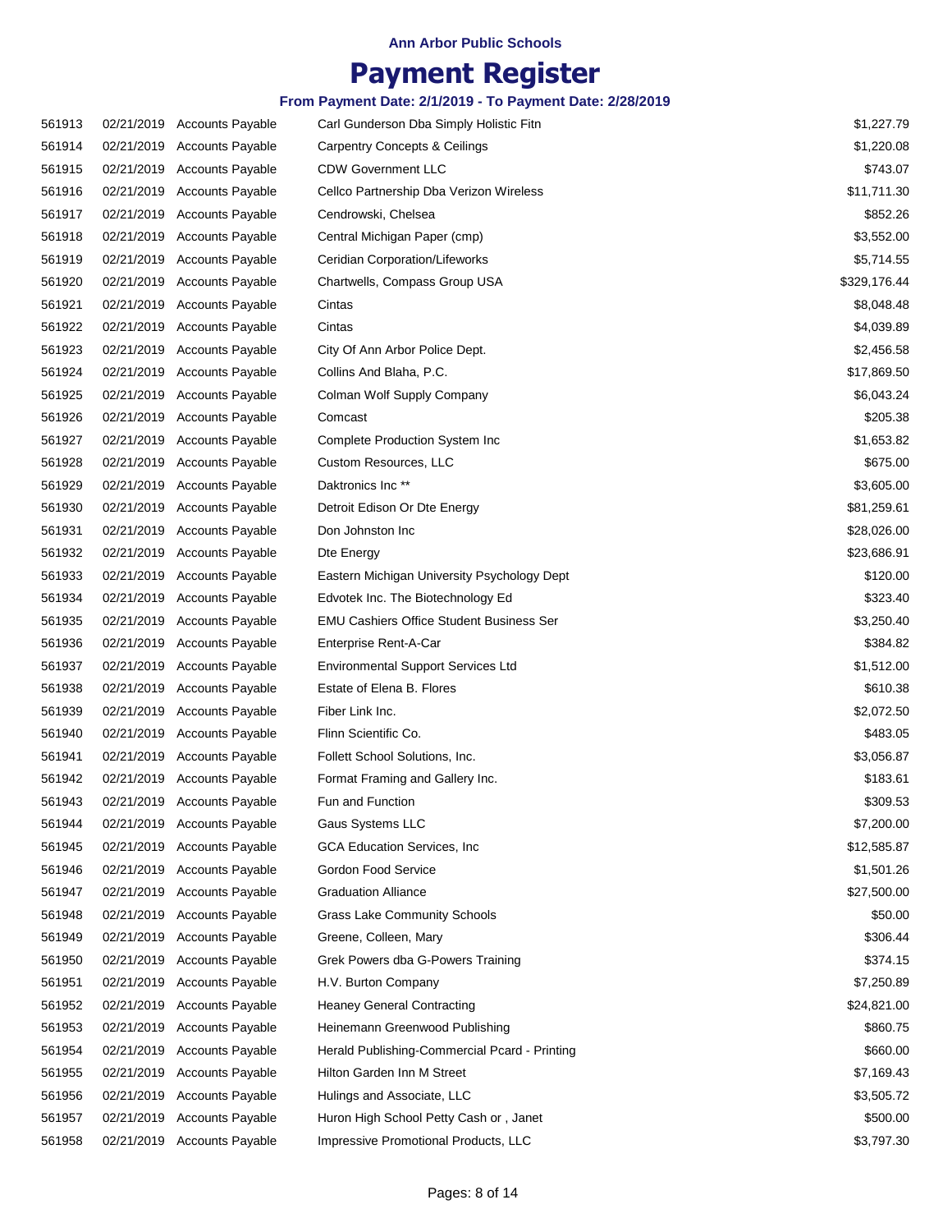**Ann Arbor Public Schools**

# Payment Register

**From Payment Date: 2/1/2019 - To Payment Date: 2/28/2019**

| | | | | |
|---|---|---|---|---|
| 561913 | 02/21/2019 | Accounts Payable | Carl Gunderson Dba Simply Holistic Fitn | $1,227.79 |
| 561914 | 02/21/2019 | Accounts Payable | Carpentry Concepts & Ceilings | $1,220.08 |
| 561915 | 02/21/2019 | Accounts Payable | CDW Government LLC | $743.07 |
| 561916 | 02/21/2019 | Accounts Payable | Cellco Partnership Dba Verizon Wireless | $11,711.30 |
| 561917 | 02/21/2019 | Accounts Payable | Cendrowski, Chelsea | $852.26 |
| 561918 | 02/21/2019 | Accounts Payable | Central Michigan Paper (cmp) | $3,552.00 |
| 561919 | 02/21/2019 | Accounts Payable | Ceridian Corporation/Lifeworks | $5,714.55 |
| 561920 | 02/21/2019 | Accounts Payable | Chartwells, Compass Group USA | $329,176.44 |
| 561921 | 02/21/2019 | Accounts Payable | Cintas | $8,048.48 |
| 561922 | 02/21/2019 | Accounts Payable | Cintas | $4,039.89 |
| 561923 | 02/21/2019 | Accounts Payable | City Of Ann Arbor Police Dept. | $2,456.58 |
| 561924 | 02/21/2019 | Accounts Payable | Collins And Blaha, P.C. | $17,869.50 |
| 561925 | 02/21/2019 | Accounts Payable | Colman Wolf Supply Company | $6,043.24 |
| 561926 | 02/21/2019 | Accounts Payable | Comcast | $205.38 |
| 561927 | 02/21/2019 | Accounts Payable | Complete Production System Inc | $1,653.82 |
| 561928 | 02/21/2019 | Accounts Payable | Custom Resources, LLC | $675.00 |
| 561929 | 02/21/2019 | Accounts Payable | Daktronics Inc ** | $3,605.00 |
| 561930 | 02/21/2019 | Accounts Payable | Detroit Edison Or Dte Energy | $81,259.61 |
| 561931 | 02/21/2019 | Accounts Payable | Don Johnston Inc | $28,026.00 |
| 561932 | 02/21/2019 | Accounts Payable | Dte Energy | $23,686.91 |
| 561933 | 02/21/2019 | Accounts Payable | Eastern Michigan University Psychology Dept | $120.00 |
| 561934 | 02/21/2019 | Accounts Payable | Edvotek Inc. The Biotechnology Ed | $323.40 |
| 561935 | 02/21/2019 | Accounts Payable | EMU Cashiers Office Student Business Ser | $3,250.40 |
| 561936 | 02/21/2019 | Accounts Payable | Enterprise Rent-A-Car | $384.82 |
| 561937 | 02/21/2019 | Accounts Payable | Environmental Support Services Ltd | $1,512.00 |
| 561938 | 02/21/2019 | Accounts Payable | Estate of Elena B. Flores | $610.38 |
| 561939 | 02/21/2019 | Accounts Payable | Fiber Link Inc. | $2,072.50 |
| 561940 | 02/21/2019 | Accounts Payable | Flinn Scientific Co. | $483.05 |
| 561941 | 02/21/2019 | Accounts Payable | Follett School Solutions, Inc. | $3,056.87 |
| 561942 | 02/21/2019 | Accounts Payable | Format Framing and Gallery Inc. | $183.61 |
| 561943 | 02/21/2019 | Accounts Payable | Fun and Function | $309.53 |
| 561944 | 02/21/2019 | Accounts Payable | Gaus Systems LLC | $7,200.00 |
| 561945 | 02/21/2019 | Accounts Payable | GCA Education Services, Inc | $12,585.87 |
| 561946 | 02/21/2019 | Accounts Payable | Gordon Food Service | $1,501.26 |
| 561947 | 02/21/2019 | Accounts Payable | Graduation Alliance | $27,500.00 |
| 561948 | 02/21/2019 | Accounts Payable | Grass Lake Community Schools | $50.00 |
| 561949 | 02/21/2019 | Accounts Payable | Greene, Colleen, Mary | $306.44 |
| 561950 | 02/21/2019 | Accounts Payable | Grek Powers dba G-Powers Training | $374.15 |
| 561951 | 02/21/2019 | Accounts Payable | H.V. Burton Company | $7,250.89 |
| 561952 | 02/21/2019 | Accounts Payable | Heaney General Contracting | $24,821.00 |
| 561953 | 02/21/2019 | Accounts Payable | Heinemann Greenwood Publishing | $860.75 |
| 561954 | 02/21/2019 | Accounts Payable | Herald Publishing-Commercial Pcard - Printing | $660.00 |
| 561955 | 02/21/2019 | Accounts Payable | Hilton Garden Inn M Street | $7,169.43 |
| 561956 | 02/21/2019 | Accounts Payable | Hulings and Associate, LLC | $3,505.72 |
| 561957 | 02/21/2019 | Accounts Payable | Huron High School Petty Cash or , Janet | $500.00 |
| 561958 | 02/21/2019 | Accounts Payable | Impressive Promotional Products, LLC | $3,797.30 |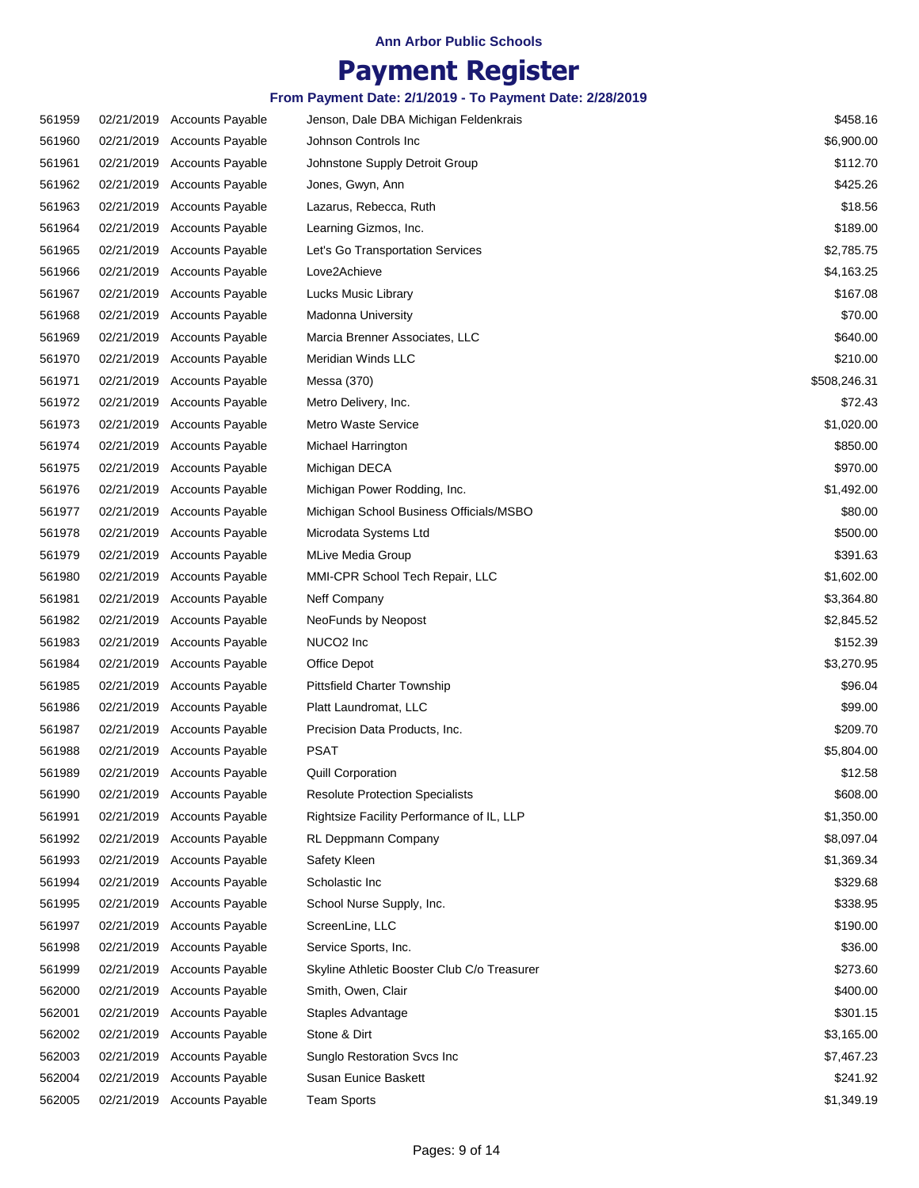Ann Arbor Public Schools

# Payment Register

### From Payment Date: 2/1/2019 - To Payment Date: 2/28/2019

| | | | | |
|---|---|---|---|---|
| 561959 | 02/21/2019 | Accounts Payable | Jenson, Dale DBA Michigan Feldenkrais | $458.16 |
| 561960 | 02/21/2019 | Accounts Payable | Johnson Controls Inc | $6,900.00 |
| 561961 | 02/21/2019 | Accounts Payable | Johnstone Supply Detroit Group | $112.70 |
| 561962 | 02/21/2019 | Accounts Payable | Jones, Gwyn, Ann | $425.26 |
| 561963 | 02/21/2019 | Accounts Payable | Lazarus, Rebecca, Ruth | $18.56 |
| 561964 | 02/21/2019 | Accounts Payable | Learning Gizmos, Inc. | $189.00 |
| 561965 | 02/21/2019 | Accounts Payable | Let's Go Transportation Services | $2,785.75 |
| 561966 | 02/21/2019 | Accounts Payable | Love2Achieve | $4,163.25 |
| 561967 | 02/21/2019 | Accounts Payable | Lucks Music Library | $167.08 |
| 561968 | 02/21/2019 | Accounts Payable | Madonna University | $70.00 |
| 561969 | 02/21/2019 | Accounts Payable | Marcia Brenner Associates, LLC | $640.00 |
| 561970 | 02/21/2019 | Accounts Payable | Meridian Winds LLC | $210.00 |
| 561971 | 02/21/2019 | Accounts Payable | Messa (370) | $508,246.31 |
| 561972 | 02/21/2019 | Accounts Payable | Metro Delivery, Inc. | $72.43 |
| 561973 | 02/21/2019 | Accounts Payable | Metro Waste Service | $1,020.00 |
| 561974 | 02/21/2019 | Accounts Payable | Michael Harrington | $850.00 |
| 561975 | 02/21/2019 | Accounts Payable | Michigan DECA | $970.00 |
| 561976 | 02/21/2019 | Accounts Payable | Michigan Power Rodding, Inc. | $1,492.00 |
| 561977 | 02/21/2019 | Accounts Payable | Michigan School Business Officials/MSBO | $80.00 |
| 561978 | 02/21/2019 | Accounts Payable | Microdata Systems Ltd | $500.00 |
| 561979 | 02/21/2019 | Accounts Payable | MLive Media Group | $391.63 |
| 561980 | 02/21/2019 | Accounts Payable | MMI-CPR School Tech Repair, LLC | $1,602.00 |
| 561981 | 02/21/2019 | Accounts Payable | Neff Company | $3,364.80 |
| 561982 | 02/21/2019 | Accounts Payable | NeoFunds by Neopost | $2,845.52 |
| 561983 | 02/21/2019 | Accounts Payable | NUCO2 Inc | $152.39 |
| 561984 | 02/21/2019 | Accounts Payable | Office Depot | $3,270.95 |
| 561985 | 02/21/2019 | Accounts Payable | Pittsfield Charter Township | $96.04 |
| 561986 | 02/21/2019 | Accounts Payable | Platt Laundromat, LLC | $99.00 |
| 561987 | 02/21/2019 | Accounts Payable | Precision Data Products, Inc. | $209.70 |
| 561988 | 02/21/2019 | Accounts Payable | PSAT | $5,804.00 |
| 561989 | 02/21/2019 | Accounts Payable | Quill Corporation | $12.58 |
| 561990 | 02/21/2019 | Accounts Payable | Resolute Protection Specialists | $608.00 |
| 561991 | 02/21/2019 | Accounts Payable | Rightsize Facility Performance of IL, LLP | $1,350.00 |
| 561992 | 02/21/2019 | Accounts Payable | RL Deppmann Company | $8,097.04 |
| 561993 | 02/21/2019 | Accounts Payable | Safety Kleen | $1,369.34 |
| 561994 | 02/21/2019 | Accounts Payable | Scholastic Inc | $329.68 |
| 561995 | 02/21/2019 | Accounts Payable | School Nurse Supply, Inc. | $338.95 |
| 561997 | 02/21/2019 | Accounts Payable | ScreenLine, LLC | $190.00 |
| 561998 | 02/21/2019 | Accounts Payable | Service Sports, Inc. | $36.00 |
| 561999 | 02/21/2019 | Accounts Payable | Skyline Athletic Booster Club C/o Treasurer | $273.60 |
| 562000 | 02/21/2019 | Accounts Payable | Smith, Owen, Clair | $400.00 |
| 562001 | 02/21/2019 | Accounts Payable | Staples Advantage | $301.15 |
| 562002 | 02/21/2019 | Accounts Payable | Stone & Dirt | $3,165.00 |
| 562003 | 02/21/2019 | Accounts Payable | Sunglo Restoration Svcs Inc | $7,467.23 |
| 562004 | 02/21/2019 | Accounts Payable | Susan Eunice Baskett | $241.92 |
| 562005 | 02/21/2019 | Accounts Payable | Team Sports | $1,349.19 |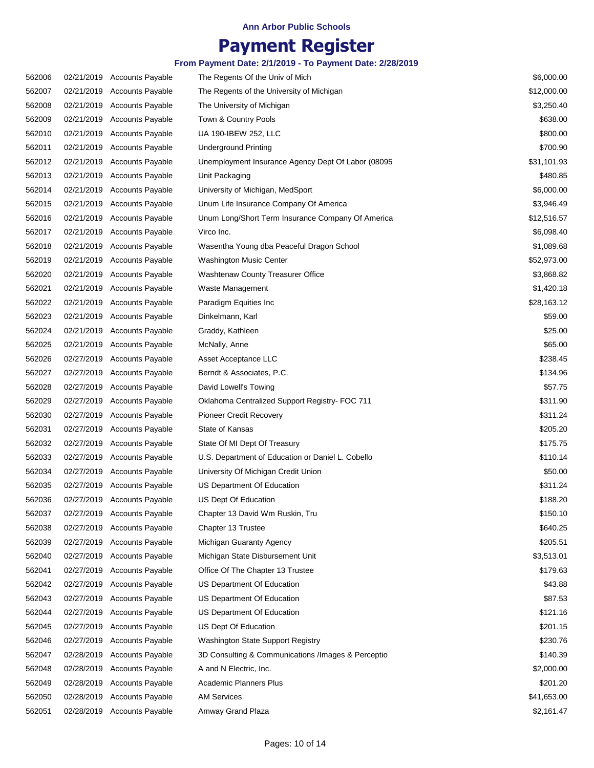Ann Arbor Public Schools

# Payment Register

### From Payment Date: 2/1/2019 - To Payment Date: 2/28/2019

| | | | | |
|---|---|---|---|---|
| 562006 | 02/21/2019 | Accounts Payable | The Regents Of the Univ of Mich | $6,000.00 |
| 562007 | 02/21/2019 | Accounts Payable | The Regents of the University of Michigan | $12,000.00 |
| 562008 | 02/21/2019 | Accounts Payable | The University of Michigan | $3,250.40 |
| 562009 | 02/21/2019 | Accounts Payable | Town & Country Pools | $638.00 |
| 562010 | 02/21/2019 | Accounts Payable | UA 190-IBEW 252, LLC | $800.00 |
| 562011 | 02/21/2019 | Accounts Payable | Underground Printing | $700.90 |
| 562012 | 02/21/2019 | Accounts Payable | Unemployment Insurance Agency Dept Of Labor (08095 | $31,101.93 |
| 562013 | 02/21/2019 | Accounts Payable | Unit Packaging | $480.85 |
| 562014 | 02/21/2019 | Accounts Payable | University of Michigan, MedSport | $6,000.00 |
| 562015 | 02/21/2019 | Accounts Payable | Unum Life Insurance Company Of America | $3,946.49 |
| 562016 | 02/21/2019 | Accounts Payable | Unum Long/Short Term Insurance Company Of America | $12,516.57 |
| 562017 | 02/21/2019 | Accounts Payable | Virco Inc. | $6,098.40 |
| 562018 | 02/21/2019 | Accounts Payable | Wasentha Young dba Peaceful Dragon School | $1,089.68 |
| 562019 | 02/21/2019 | Accounts Payable | Washington Music Center | $52,973.00 |
| 562020 | 02/21/2019 | Accounts Payable | Washtenaw County Treasurer Office | $3,868.82 |
| 562021 | 02/21/2019 | Accounts Payable | Waste Management | $1,420.18 |
| 562022 | 02/21/2019 | Accounts Payable | Paradigm Equities Inc | $28,163.12 |
| 562023 | 02/21/2019 | Accounts Payable | Dinkelmann, Karl | $59.00 |
| 562024 | 02/21/2019 | Accounts Payable | Graddy, Kathleen | $25.00 |
| 562025 | 02/21/2019 | Accounts Payable | McNally, Anne | $65.00 |
| 562026 | 02/27/2019 | Accounts Payable | Asset Acceptance LLC | $238.45 |
| 562027 | 02/27/2019 | Accounts Payable | Berndt & Associates, P.C. | $134.96 |
| 562028 | 02/27/2019 | Accounts Payable | David Lowell's Towing | $57.75 |
| 562029 | 02/27/2019 | Accounts Payable | Oklahoma Centralized Support Registry- FOC 711 | $311.90 |
| 562030 | 02/27/2019 | Accounts Payable | Pioneer Credit Recovery | $311.24 |
| 562031 | 02/27/2019 | Accounts Payable | State of Kansas | $205.20 |
| 562032 | 02/27/2019 | Accounts Payable | State Of MI Dept Of Treasury | $175.75 |
| 562033 | 02/27/2019 | Accounts Payable | U.S. Department of Education or Daniel L. Cobello | $110.14 |
| 562034 | 02/27/2019 | Accounts Payable | University Of Michigan Credit Union | $50.00 |
| 562035 | 02/27/2019 | Accounts Payable | US Department Of Education | $311.24 |
| 562036 | 02/27/2019 | Accounts Payable | US Dept Of Education | $188.20 |
| 562037 | 02/27/2019 | Accounts Payable | Chapter 13 David Wm Ruskin, Tru | $150.10 |
| 562038 | 02/27/2019 | Accounts Payable | Chapter 13 Trustee | $640.25 |
| 562039 | 02/27/2019 | Accounts Payable | Michigan Guaranty Agency | $205.51 |
| 562040 | 02/27/2019 | Accounts Payable | Michigan State Disbursement Unit | $3,513.01 |
| 562041 | 02/27/2019 | Accounts Payable | Office Of The Chapter 13 Trustee | $179.63 |
| 562042 | 02/27/2019 | Accounts Payable | US Department Of Education | $43.88 |
| 562043 | 02/27/2019 | Accounts Payable | US Department Of Education | $87.53 |
| 562044 | 02/27/2019 | Accounts Payable | US Department Of Education | $121.16 |
| 562045 | 02/27/2019 | Accounts Payable | US Dept Of Education | $201.15 |
| 562046 | 02/27/2019 | Accounts Payable | Washington State Support Registry | $230.76 |
| 562047 | 02/28/2019 | Accounts Payable | 3D Consulting & Communications /Images & Perceptio | $140.39 |
| 562048 | 02/28/2019 | Accounts Payable | A and N Electric, Inc. | $2,000.00 |
| 562049 | 02/28/2019 | Accounts Payable | Academic Planners Plus | $201.20 |
| 562050 | 02/28/2019 | Accounts Payable | AM Services | $41,653.00 |
| 562051 | 02/28/2019 | Accounts Payable | Amway Grand Plaza | $2,161.47 |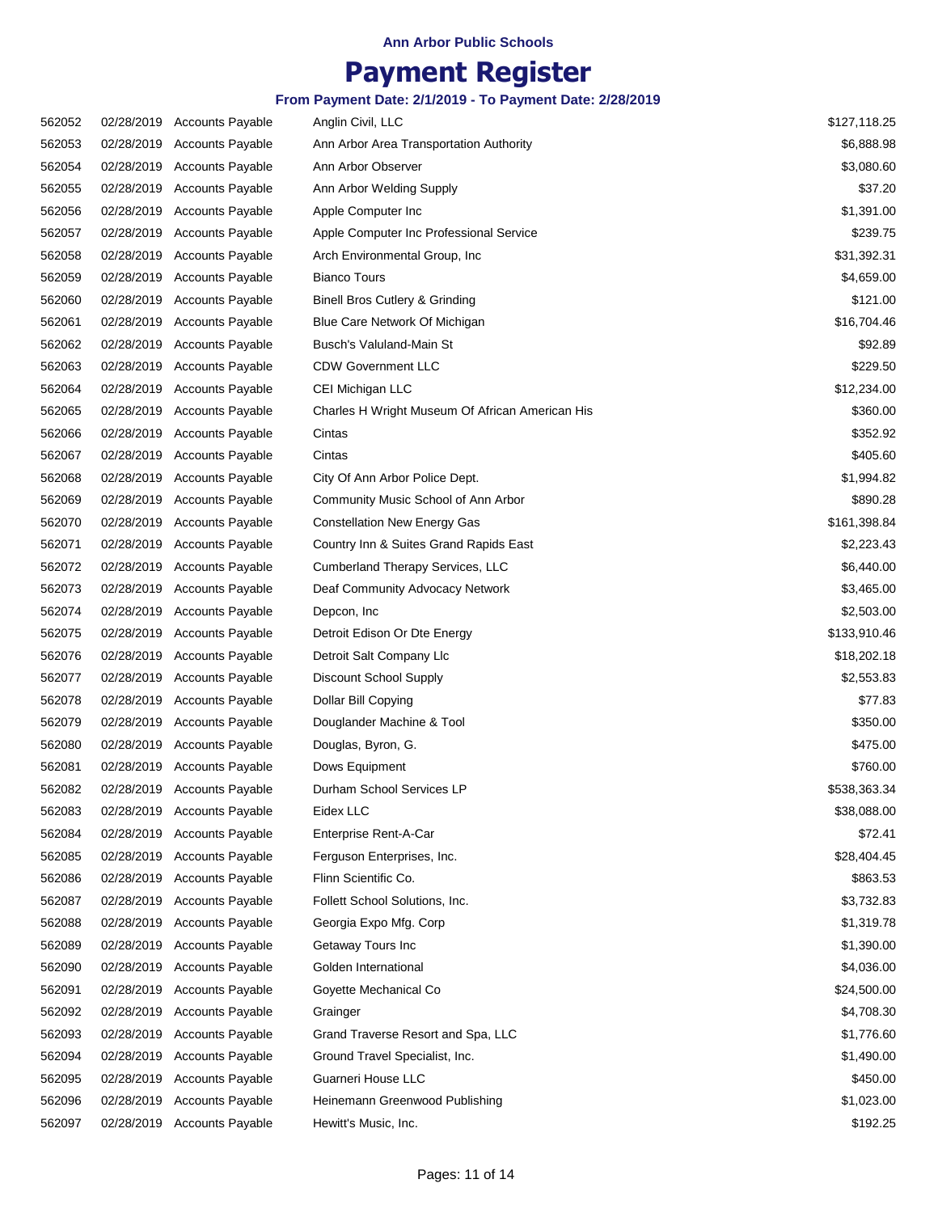Ann Arbor Public Schools

# Payment Register

**From Payment Date: 2/1/2019 - To Payment Date: 2/28/2019**

| | | | | |
|---|---|---|---|---|
| 562052 | 02/28/2019 | Accounts Payable | Anglin Civil, LLC | $127,118.25 |
| 562053 | 02/28/2019 | Accounts Payable | Ann Arbor Area Transportation Authority | $6,888.98 |
| 562054 | 02/28/2019 | Accounts Payable | Ann Arbor Observer | $3,080.60 |
| 562055 | 02/28/2019 | Accounts Payable | Ann Arbor Welding Supply | $37.20 |
| 562056 | 02/28/2019 | Accounts Payable | Apple Computer Inc | $1,391.00 |
| 562057 | 02/28/2019 | Accounts Payable | Apple Computer Inc Professional Service | $239.75 |
| 562058 | 02/28/2019 | Accounts Payable | Arch Environmental Group, Inc | $31,392.31 |
| 562059 | 02/28/2019 | Accounts Payable | Bianco Tours | $4,659.00 |
| 562060 | 02/28/2019 | Accounts Payable | Binell Bros Cutlery & Grinding | $121.00 |
| 562061 | 02/28/2019 | Accounts Payable | Blue Care Network Of Michigan | $16,704.46 |
| 562062 | 02/28/2019 | Accounts Payable | Busch's Valuland-Main St | $92.89 |
| 562063 | 02/28/2019 | Accounts Payable | CDW Government LLC | $229.50 |
| 562064 | 02/28/2019 | Accounts Payable | CEI Michigan LLC | $12,234.00 |
| 562065 | 02/28/2019 | Accounts Payable | Charles H Wright Museum Of African American His | $360.00 |
| 562066 | 02/28/2019 | Accounts Payable | Cintas | $352.92 |
| 562067 | 02/28/2019 | Accounts Payable | Cintas | $405.60 |
| 562068 | 02/28/2019 | Accounts Payable | City Of Ann Arbor Police Dept. | $1,994.82 |
| 562069 | 02/28/2019 | Accounts Payable | Community Music School of Ann Arbor | $890.28 |
| 562070 | 02/28/2019 | Accounts Payable | Constellation New Energy Gas | $161,398.84 |
| 562071 | 02/28/2019 | Accounts Payable | Country Inn & Suites Grand Rapids East | $2,223.43 |
| 562072 | 02/28/2019 | Accounts Payable | Cumberland Therapy Services, LLC | $6,440.00 |
| 562073 | 02/28/2019 | Accounts Payable | Deaf Community Advocacy Network | $3,465.00 |
| 562074 | 02/28/2019 | Accounts Payable | Depcon, Inc | $2,503.00 |
| 562075 | 02/28/2019 | Accounts Payable | Detroit Edison Or Dte Energy | $133,910.46 |
| 562076 | 02/28/2019 | Accounts Payable | Detroit Salt Company Llc | $18,202.18 |
| 562077 | 02/28/2019 | Accounts Payable | Discount School Supply | $2,553.83 |
| 562078 | 02/28/2019 | Accounts Payable | Dollar Bill Copying | $77.83 |
| 562079 | 02/28/2019 | Accounts Payable | Douglander Machine & Tool | $350.00 |
| 562080 | 02/28/2019 | Accounts Payable | Douglas, Byron, G. | $475.00 |
| 562081 | 02/28/2019 | Accounts Payable | Dows Equipment | $760.00 |
| 562082 | 02/28/2019 | Accounts Payable | Durham School Services LP | $538,363.34 |
| 562083 | 02/28/2019 | Accounts Payable | Eidex LLC | $38,088.00 |
| 562084 | 02/28/2019 | Accounts Payable | Enterprise Rent-A-Car | $72.41 |
| 562085 | 02/28/2019 | Accounts Payable | Ferguson Enterprises, Inc. | $28,404.45 |
| 562086 | 02/28/2019 | Accounts Payable | Flinn Scientific Co. | $863.53 |
| 562087 | 02/28/2019 | Accounts Payable | Follett School Solutions, Inc. | $3,732.83 |
| 562088 | 02/28/2019 | Accounts Payable | Georgia Expo Mfg. Corp | $1,319.78 |
| 562089 | 02/28/2019 | Accounts Payable | Getaway Tours Inc | $1,390.00 |
| 562090 | 02/28/2019 | Accounts Payable | Golden International | $4,036.00 |
| 562091 | 02/28/2019 | Accounts Payable | Goyette Mechanical Co | $24,500.00 |
| 562092 | 02/28/2019 | Accounts Payable | Grainger | $4,708.30 |
| 562093 | 02/28/2019 | Accounts Payable | Grand Traverse Resort and Spa, LLC | $1,776.60 |
| 562094 | 02/28/2019 | Accounts Payable | Ground Travel Specialist, Inc. | $1,490.00 |
| 562095 | 02/28/2019 | Accounts Payable | Guarneri House LLC | $450.00 |
| 562096 | 02/28/2019 | Accounts Payable | Heinemann Greenwood Publishing | $1,023.00 |
| 562097 | 02/28/2019 | Accounts Payable | Hewitt's Music, Inc. | $192.25 |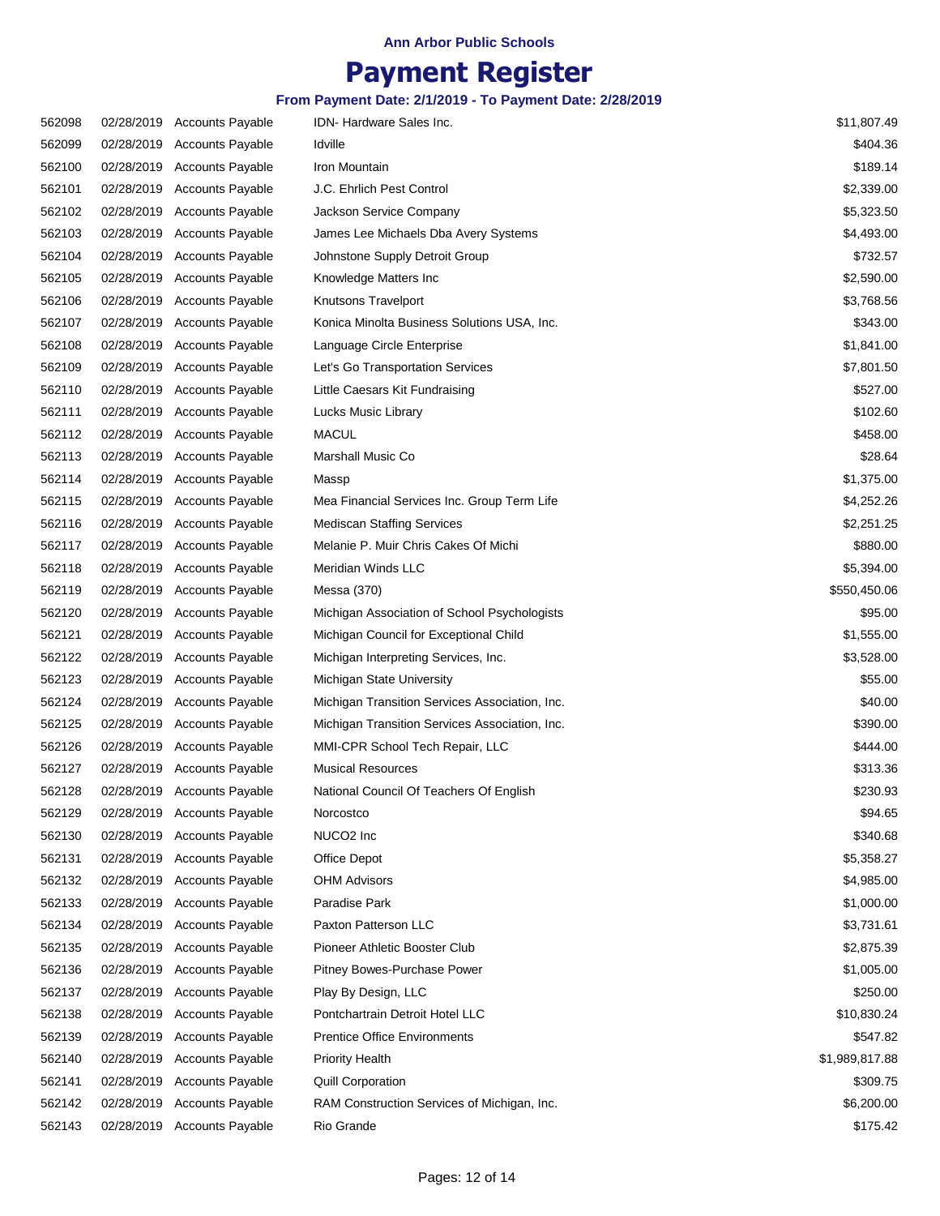**Ann Arbor Public Schools**

# Payment Register

**From Payment Date: 2/1/2019 - To Payment Date: 2/28/2019**

| | | | | |
|---|---|---|---|---|
| 562098 | 02/28/2019 | Accounts Payable | IDN- Hardware Sales Inc. | $11,807.49 |
| 562099 | 02/28/2019 | Accounts Payable | Idville | $404.36 |
| 562100 | 02/28/2019 | Accounts Payable | Iron Mountain | $189.14 |
| 562101 | 02/28/2019 | Accounts Payable | J.C. Ehrlich Pest Control | $2,339.00 |
| 562102 | 02/28/2019 | Accounts Payable | Jackson Service Company | $5,323.50 |
| 562103 | 02/28/2019 | Accounts Payable | James Lee Michaels Dba Avery Systems | $4,493.00 |
| 562104 | 02/28/2019 | Accounts Payable | Johnstone Supply Detroit Group | $732.57 |
| 562105 | 02/28/2019 | Accounts Payable | Knowledge Matters Inc | $2,590.00 |
| 562106 | 02/28/2019 | Accounts Payable | Knutsons Travelport | $3,768.56 |
| 562107 | 02/28/2019 | Accounts Payable | Konica Minolta Business Solutions USA, Inc. | $343.00 |
| 562108 | 02/28/2019 | Accounts Payable | Language Circle Enterprise | $1,841.00 |
| 562109 | 02/28/2019 | Accounts Payable | Let's Go Transportation Services | $7,801.50 |
| 562110 | 02/28/2019 | Accounts Payable | Little Caesars Kit Fundraising | $527.00 |
| 562111 | 02/28/2019 | Accounts Payable | Lucks Music Library | $102.60 |
| 562112 | 02/28/2019 | Accounts Payable | MACUL | $458.00 |
| 562113 | 02/28/2019 | Accounts Payable | Marshall Music Co | $28.64 |
| 562114 | 02/28/2019 | Accounts Payable | Massp | $1,375.00 |
| 562115 | 02/28/2019 | Accounts Payable | Mea Financial Services Inc. Group Term Life | $4,252.26 |
| 562116 | 02/28/2019 | Accounts Payable | Mediscan Staffing Services | $2,251.25 |
| 562117 | 02/28/2019 | Accounts Payable | Melanie P. Muir Chris Cakes Of Michi | $880.00 |
| 562118 | 02/28/2019 | Accounts Payable | Meridian Winds LLC | $5,394.00 |
| 562119 | 02/28/2019 | Accounts Payable | Messa (370) | $550,450.06 |
| 562120 | 02/28/2019 | Accounts Payable | Michigan Association of School Psychologists | $95.00 |
| 562121 | 02/28/2019 | Accounts Payable | Michigan Council for Exceptional Child | $1,555.00 |
| 562122 | 02/28/2019 | Accounts Payable | Michigan Interpreting Services, Inc. | $3,528.00 |
| 562123 | 02/28/2019 | Accounts Payable | Michigan State University | $55.00 |
| 562124 | 02/28/2019 | Accounts Payable | Michigan Transition Services Association, Inc. | $40.00 |
| 562125 | 02/28/2019 | Accounts Payable | Michigan Transition Services Association, Inc. | $390.00 |
| 562126 | 02/28/2019 | Accounts Payable | MMI-CPR School Tech Repair, LLC | $444.00 |
| 562127 | 02/28/2019 | Accounts Payable | Musical Resources | $313.36 |
| 562128 | 02/28/2019 | Accounts Payable | National Council Of Teachers Of English | $230.93 |
| 562129 | 02/28/2019 | Accounts Payable | Norcostco | $94.65 |
| 562130 | 02/28/2019 | Accounts Payable | NUCO2 Inc | $340.68 |
| 562131 | 02/28/2019 | Accounts Payable | Office Depot | $5,358.27 |
| 562132 | 02/28/2019 | Accounts Payable | OHM Advisors | $4,985.00 |
| 562133 | 02/28/2019 | Accounts Payable | Paradise Park | $1,000.00 |
| 562134 | 02/28/2019 | Accounts Payable | Paxton Patterson LLC | $3,731.61 |
| 562135 | 02/28/2019 | Accounts Payable | Pioneer Athletic Booster Club | $2,875.39 |
| 562136 | 02/28/2019 | Accounts Payable | Pitney Bowes-Purchase Power | $1,005.00 |
| 562137 | 02/28/2019 | Accounts Payable | Play By Design, LLC | $250.00 |
| 562138 | 02/28/2019 | Accounts Payable | Pontchartrain Detroit Hotel LLC | $10,830.24 |
| 562139 | 02/28/2019 | Accounts Payable | Prentice Office Environments | $547.82 |
| 562140 | 02/28/2019 | Accounts Payable | Priority Health | $1,989,817.88 |
| 562141 | 02/28/2019 | Accounts Payable | Quill Corporation | $309.75 |
| 562142 | 02/28/2019 | Accounts Payable | RAM Construction Services of Michigan, Inc. | $6,200.00 |
| 562143 | 02/28/2019 | Accounts Payable | Rio Grande | $175.42 |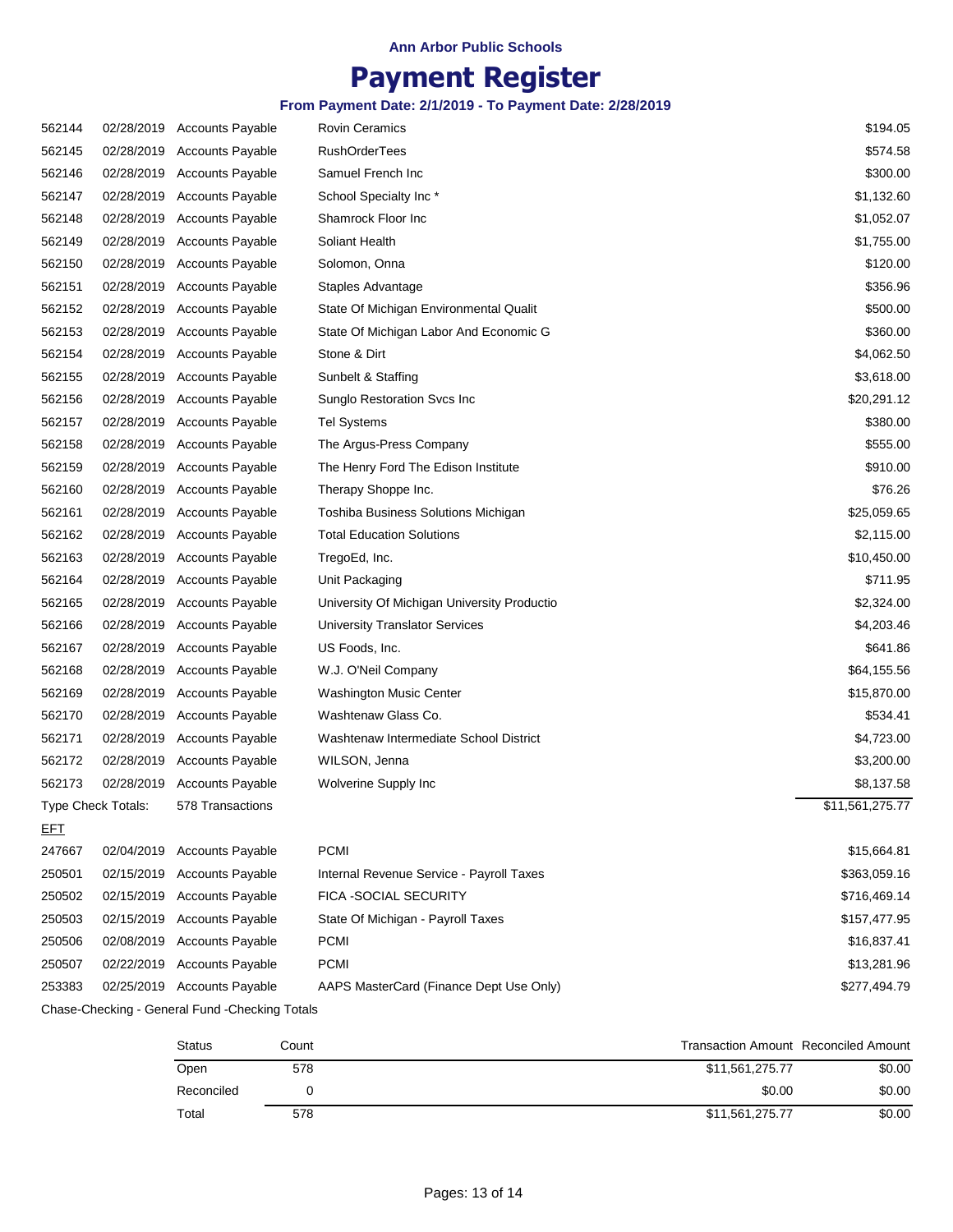Ann Arbor Public Schools

# Payment Register

### From Payment Date: 2/1/2019 - To Payment Date: 2/28/2019

| | | | | |
|---|---|---|---|---|
| 562144 | 02/28/2019 | Accounts Payable | Rovin Ceramics | $194.05 |
| 562145 | 02/28/2019 | Accounts Payable | RushOrderTees | $574.58 |
| 562146 | 02/28/2019 | Accounts Payable | Samuel French Inc | $300.00 |
| 562147 | 02/28/2019 | Accounts Payable | School Specialty Inc * | $1,132.60 |
| 562148 | 02/28/2019 | Accounts Payable | Shamrock Floor Inc | $1,052.07 |
| 562149 | 02/28/2019 | Accounts Payable | Soliant Health | $1,755.00 |
| 562150 | 02/28/2019 | Accounts Payable | Solomon, Onna | $120.00 |
| 562151 | 02/28/2019 | Accounts Payable | Staples Advantage | $356.96 |
| 562152 | 02/28/2019 | Accounts Payable | State Of Michigan Environmental Qualit | $500.00 |
| 562153 | 02/28/2019 | Accounts Payable | State Of Michigan Labor And Economic G | $360.00 |
| 562154 | 02/28/2019 | Accounts Payable | Stone & Dirt | $4,062.50 |
| 562155 | 02/28/2019 | Accounts Payable | Sunbelt & Staffing | $3,618.00 |
| 562156 | 02/28/2019 | Accounts Payable | Sunglo Restoration Svcs Inc | $20,291.12 |
| 562157 | 02/28/2019 | Accounts Payable | Tel Systems | $380.00 |
| 562158 | 02/28/2019 | Accounts Payable | The Argus-Press Company | $555.00 |
| 562159 | 02/28/2019 | Accounts Payable | The Henry Ford The Edison Institute | $910.00 |
| 562160 | 02/28/2019 | Accounts Payable | Therapy Shoppe Inc. | $76.26 |
| 562161 | 02/28/2019 | Accounts Payable | Toshiba Business Solutions Michigan | $25,059.65 |
| 562162 | 02/28/2019 | Accounts Payable | Total Education Solutions | $2,115.00 |
| 562163 | 02/28/2019 | Accounts Payable | TregoEd, Inc. | $10,450.00 |
| 562164 | 02/28/2019 | Accounts Payable | Unit Packaging | $711.95 |
| 562165 | 02/28/2019 | Accounts Payable | University Of Michigan University Productio | $2,324.00 |
| 562166 | 02/28/2019 | Accounts Payable | University Translator Services | $4,203.46 |
| 562167 | 02/28/2019 | Accounts Payable | US Foods, Inc. | $641.86 |
| 562168 | 02/28/2019 | Accounts Payable | W.J. O'Neil Company | $64,155.56 |
| 562169 | 02/28/2019 | Accounts Payable | Washington Music Center | $15,870.00 |
| 562170 | 02/28/2019 | Accounts Payable | Washtenaw Glass Co. | $534.41 |
| 562171 | 02/28/2019 | Accounts Payable | Washtenaw Intermediate School District | $4,723.00 |
| 562172 | 02/28/2019 | Accounts Payable | WILSON, Jenna | $3,200.00 |
| 562173 | 02/28/2019 | Accounts Payable | Wolverine Supply Inc | $8,137.58 |
| Type Check Totals: | | 578 Transactions | | $11,561,275.77 |
| EFT | | | | |
| 247667 | 02/04/2019 | Accounts Payable | PCMI | $15,664.81 |
| 250501 | 02/15/2019 | Accounts Payable | Internal Revenue Service - Payroll Taxes | $363,059.16 |
| 250502 | 02/15/2019 | Accounts Payable | FICA -SOCIAL SECURITY | $716,469.14 |
| 250503 | 02/15/2019 | Accounts Payable | State Of Michigan - Payroll Taxes | $157,477.95 |
| 250506 | 02/08/2019 | Accounts Payable | PCMI | $16,837.41 |
| 250507 | 02/22/2019 | Accounts Payable | PCMI | $13,281.96 |
| 253383 | 02/25/2019 | Accounts Payable | AAPS MasterCard (Finance Dept Use Only) | $277,494.79 |

Chase-Checking - General Fund -Checking Totals

| Status | Count | Transaction Amount | Reconciled Amount |
|---|---|---|---|
| Open | 578 | $11,561,275.77 | $0.00 |
| Reconciled | 0 | $0.00 | $0.00 |
| Total | 578 | $11,561,275.77 | $0.00 |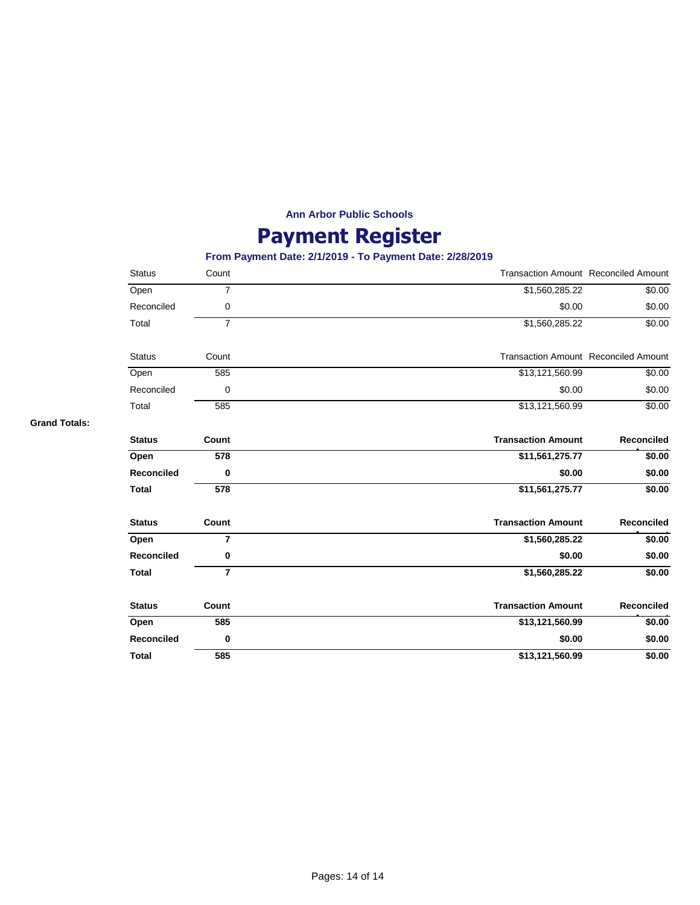Ann Arbor Public Schools

# Payment Register

From Payment Date: 2/1/2019 - To Payment Date: 2/28/2019

| Status | Count | Transaction Amount | Reconciled Amount |
|---|---|---|---|
| Open | 7 | $1,560,285.22 | $0.00 |
| Reconciled | 0 | $0.00 | $0.00 |
| Total | 7 | $1,560,285.22 | $0.00 |

| Status | Count | Transaction Amount | Reconciled Amount |
|---|---|---|---|
| Open | 585 | $13,121,560.99 | $0.00 |
| Reconciled | 0 | $0.00 | $0.00 |
| Total | 585 | $13,121,560.99 | $0.00 |

**Grand Totals:**

| **Status** | **Count** | **Transaction Amount** | **Reconciled** |
|---|---|---|---|
| **Open** | **578** | **$11,561,275.77** | **$0.00** |
| **Reconciled** | **0** | **$0.00** | **$0.00** |
| **Total** | **578** | **$11,561,275.77** | **$0.00** |

| **Status** | **Count** | **Transaction Amount** | **Reconciled** |
|---|---|---|---|
| **Open** | **7** | **$1,560,285.22** | **$0.00** |
| **Reconciled** | **0** | **$0.00** | **$0.00** |
| **Total** | **7** | **$1,560,285.22** | **$0.00** |

| **Status** | **Count** | **Transaction Amount** | **Reconciled** |
|---|---|---|---|
| **Open** | **585** | **$13,121,560.99** | **$0.00** |
| **Reconciled** | **0** | **$0.00** | **$0.00** |
| **Total** | **585** | **$13,121,560.99** | **$0.00** |